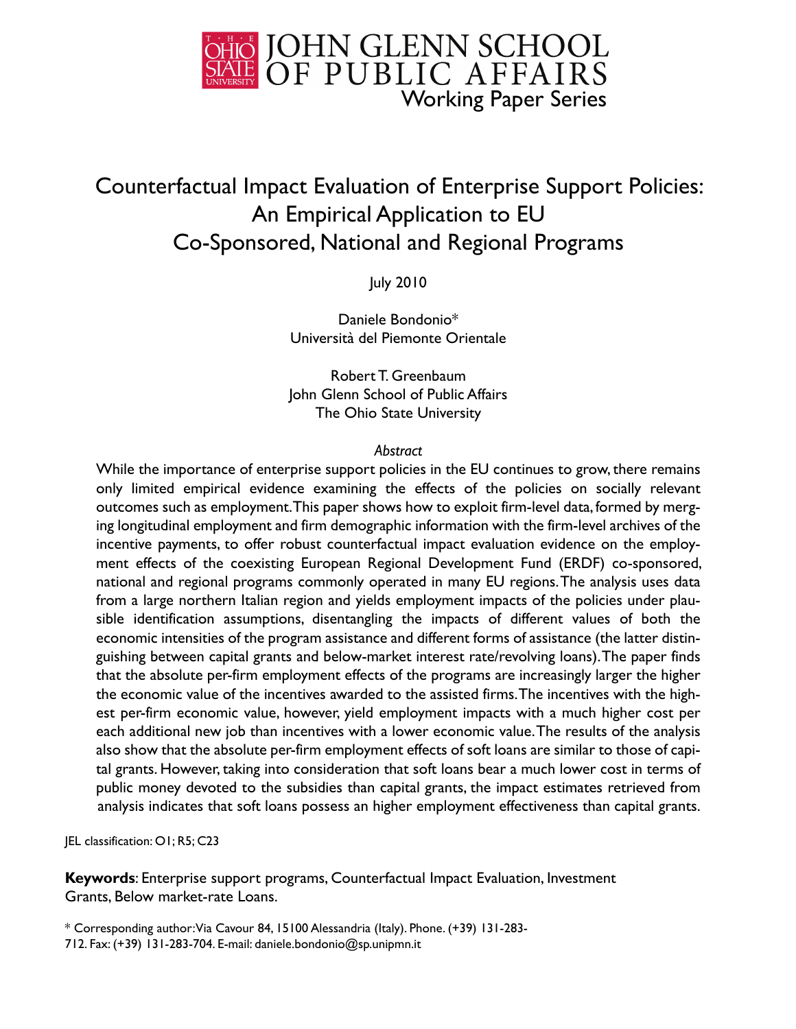JOHN GLENN SCHOOL OF PUBLIC AFFAIRS
Working Paper Series

# Counterfactual Impact Evaluation of Enterprise Support Policies: An Empirical Application to EU Co-Sponsored, National and Regional Programs

July 2010

Daniele Bondonio*
Università del Piemonte Orientale

Robert T. Greenbaum
John Glenn School of Public Affairs
The Ohio State University

*Abstract*

While the importance of enterprise support policies in the EU continues to grow, there remains only limited empirical evidence examining the effects of the policies on socially relevant outcomes such as employment. This paper shows how to exploit firm-level data, formed by merging longitudinal employment and firm demographic information with the firm-level archives of the incentive payments, to offer robust counterfactual impact evaluation evidence on the employment effects of the coexisting European Regional Development Fund (ERDF) co-sponsored, national and regional programs commonly operated in many EU regions. The analysis uses data from a large northern Italian region and yields employment impacts of the policies under plausible identification assumptions, disentangling the impacts of different values of both the economic intensities of the program assistance and different forms of assistance (the latter distinguishing between capital grants and below-market interest rate/revolving loans). The paper finds that the absolute per-firm employment effects of the programs are increasingly larger the higher the economic value of the incentives awarded to the assisted firms. The incentives with the highest per-firm economic value, however, yield employment impacts with a much higher cost per each additional new job than incentives with a lower economic value. The results of the analysis also show that the absolute per-firm employment effects of soft loans are similar to those of capital grants. However, taking into consideration that soft loans bear a much lower cost in terms of public money devoted to the subsidies than capital grants, the impact estimates retrieved from analysis indicates that soft loans possess an higher employment effectiveness than capital grants.

JEL classification: O1; R5; C23

**Keywords**: Enterprise support programs, Counterfactual Impact Evaluation, Investment Grants, Below market-rate Loans.

\* Corresponding author: Via Cavour 84, 15100 Alessandria (Italy). Phone. (+39) 131-283-712. Fax: (+39) 131-283-704. E-mail: daniele.bondonio@sp.unipmn.it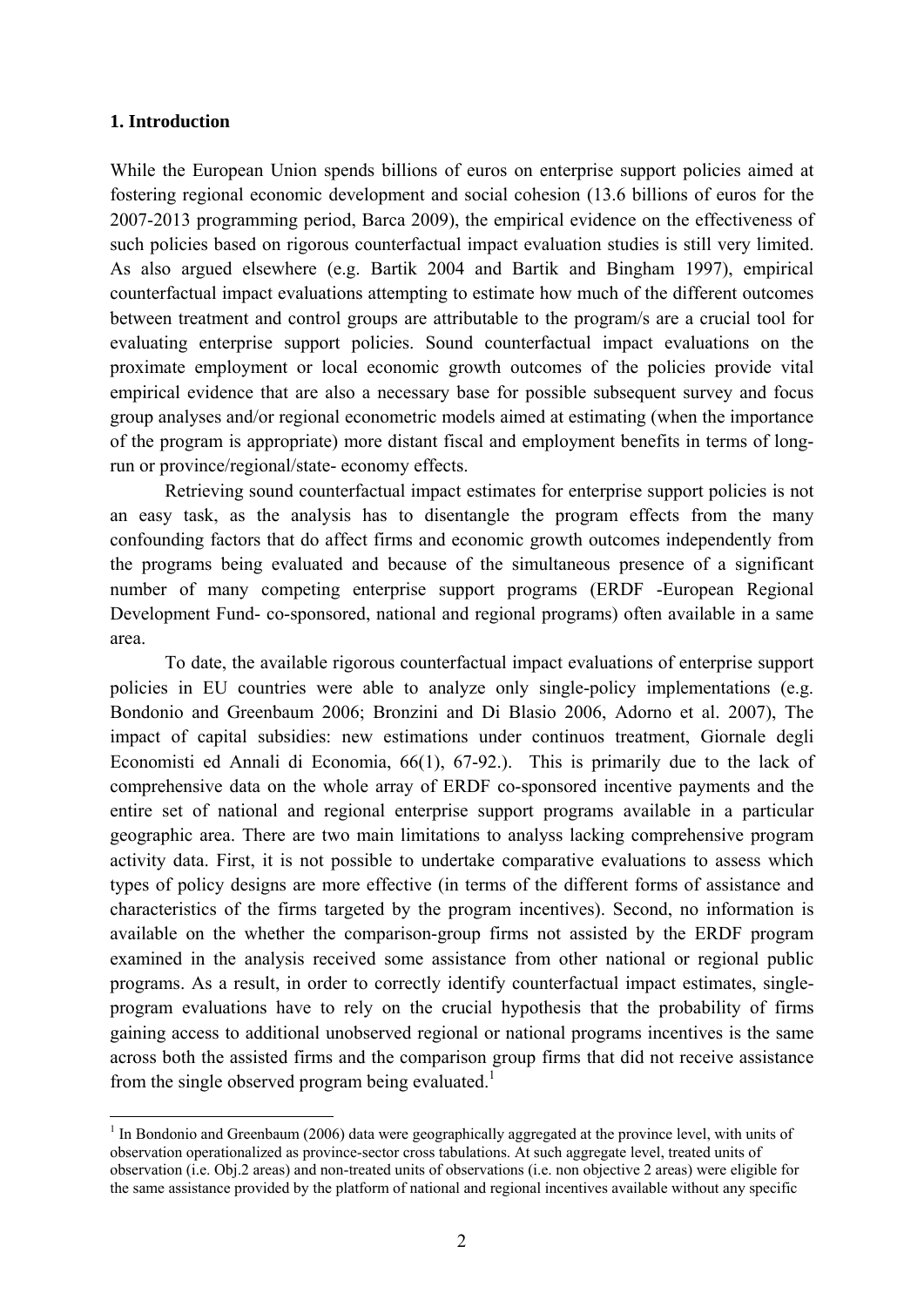## 1. Introduction

While the European Union spends billions of euros on enterprise support policies aimed at fostering regional economic development and social cohesion (13.6 billions of euros for the 2007-2013 programming period, Barca 2009), the empirical evidence on the effectiveness of such policies based on rigorous counterfactual impact evaluation studies is still very limited. As also argued elsewhere (e.g. Bartik 2004 and Bartik and Bingham 1997), empirical counterfactual impact evaluations attempting to estimate how much of the different outcomes between treatment and control groups are attributable to the program/s are a crucial tool for evaluating enterprise support policies. Sound counterfactual impact evaluations on the proximate employment or local economic growth outcomes of the policies provide vital empirical evidence that are also a necessary base for possible subsequent survey and focus group analyses and/or regional econometric models aimed at estimating (when the importance of the program is appropriate) more distant fiscal and employment benefits in terms of long-run or province/regional/state- economy effects.

Retrieving sound counterfactual impact estimates for enterprise support policies is not an easy task, as the analysis has to disentangle the program effects from the many confounding factors that do affect firms and economic growth outcomes independently from the programs being evaluated and because of the simultaneous presence of a significant number of many competing enterprise support programs (ERDF -European Regional Development Fund- co-sponsored, national and regional programs) often available in a same area.

To date, the available rigorous counterfactual impact evaluations of enterprise support policies in EU countries were able to analyze only single-policy implementations (e.g. Bondonio and Greenbaum 2006; Bronzini and Di Blasio 2006, Adorno et al. 2007), The impact of capital subsidies: new estimations under continuos treatment, Giornale degli Economisti ed Annali di Economia, 66(1), 67-92.). This is primarily due to the lack of comprehensive data on the whole array of ERDF co-sponsored incentive payments and the entire set of national and regional enterprise support programs available in a particular geographic area. There are two main limitations to analyss lacking comprehensive program activity data. First, it is not possible to undertake comparative evaluations to assess which types of policy designs are more effective (in terms of the different forms of assistance and characteristics of the firms targeted by the program incentives). Second, no information is available on the whether the comparison-group firms not assisted by the ERDF program examined in the analysis received some assistance from other national or regional public programs. As a result, in order to correctly identify counterfactual impact estimates, single-program evaluations have to rely on the crucial hypothesis that the probability of firms gaining access to additional unobserved regional or national programs incentives is the same across both the assisted firms and the comparison group firms that did not receive assistance from the single observed program being evaluated.[1]

[1] In Bondonio and Greenbaum (2006) data were geographically aggregated at the province level, with units of observation operationalized as province-sector cross tabulations. At such aggregate level, treated units of observation (i.e. Obj.2 areas) and non-treated units of observations (i.e. non objective 2 areas) were eligible for the same assistance provided by the platform of national and regional incentives available without any specific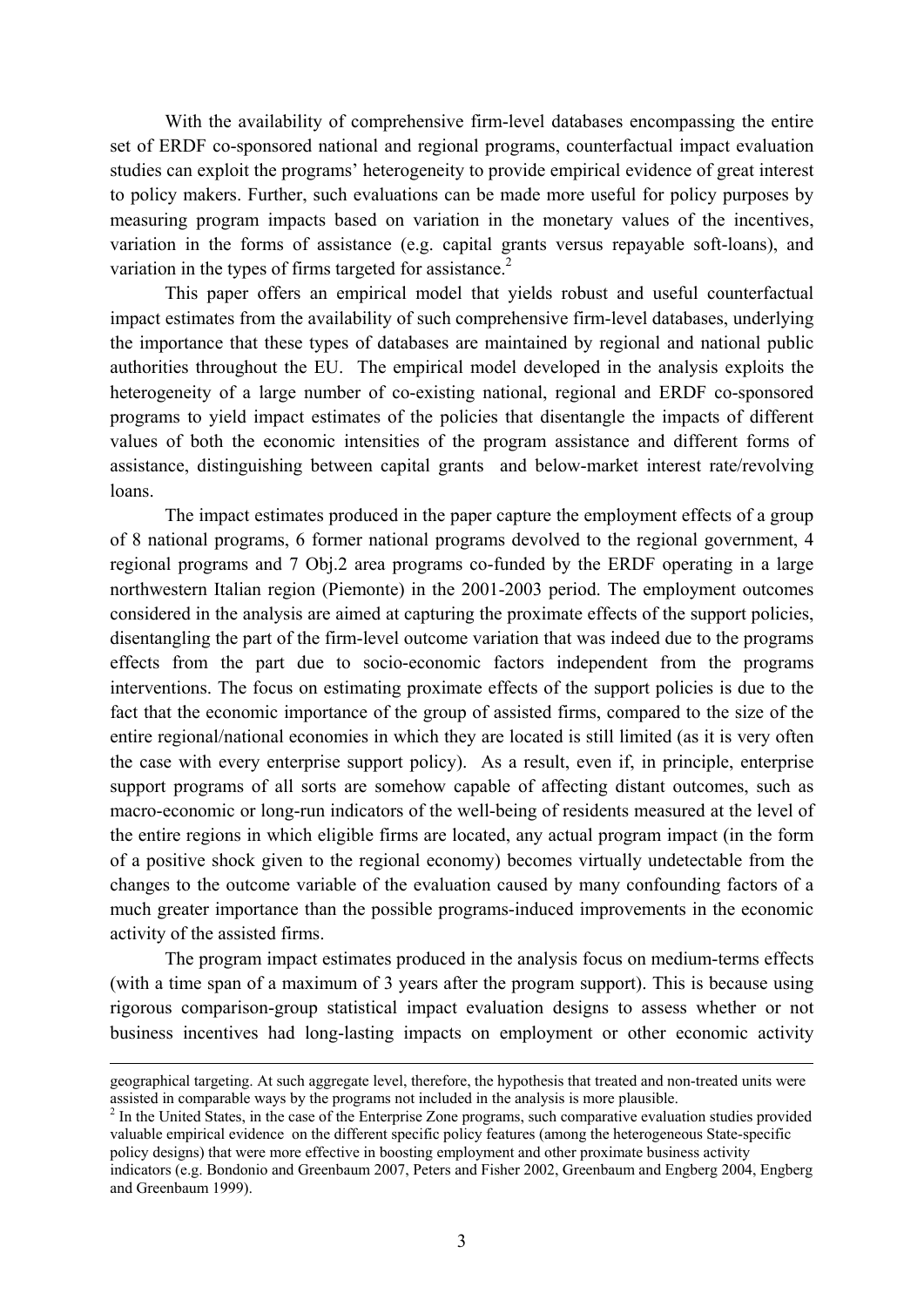With the availability of comprehensive firm-level databases encompassing the entire set of ERDF co-sponsored national and regional programs, counterfactual impact evaluation studies can exploit the programs' heterogeneity to provide empirical evidence of great interest to policy makers. Further, such evaluations can be made more useful for policy purposes by measuring program impacts based on variation in the monetary values of the incentives, variation in the forms of assistance (e.g. capital grants versus repayable soft-loans), and variation in the types of firms targeted for assistance.[2]

This paper offers an empirical model that yields robust and useful counterfactual impact estimates from the availability of such comprehensive firm-level databases, underlying the importance that these types of databases are maintained by regional and national public authorities throughout the EU. The empirical model developed in the analysis exploits the heterogeneity of a large number of co-existing national, regional and ERDF co-sponsored programs to yield impact estimates of the policies that disentangle the impacts of different values of both the economic intensities of the program assistance and different forms of assistance, distinguishing between capital grants and below-market interest rate/revolving loans.

The impact estimates produced in the paper capture the employment effects of a group of 8 national programs, 6 former national programs devolved to the regional government, 4 regional programs and 7 Obj.2 area programs co-funded by the ERDF operating in a large northwestern Italian region (Piemonte) in the 2001-2003 period. The employment outcomes considered in the analysis are aimed at capturing the proximate effects of the support policies, disentangling the part of the firm-level outcome variation that was indeed due to the programs effects from the part due to socio-economic factors independent from the programs interventions. The focus on estimating proximate effects of the support policies is due to the fact that the economic importance of the group of assisted firms, compared to the size of the entire regional/national economies in which they are located is still limited (as it is very often the case with every enterprise support policy). As a result, even if, in principle, enterprise support programs of all sorts are somehow capable of affecting distant outcomes, such as macro-economic or long-run indicators of the well-being of residents measured at the level of the entire regions in which eligible firms are located, any actual program impact (in the form of a positive shock given to the regional economy) becomes virtually undetectable from the changes to the outcome variable of the evaluation caused by many confounding factors of a much greater importance than the possible programs-induced improvements in the economic activity of the assisted firms.

The program impact estimates produced in the analysis focus on medium-terms effects (with a time span of a maximum of 3 years after the program support). This is because using rigorous comparison-group statistical impact evaluation designs to assess whether or not business incentives had long-lasting impacts on employment or other economic activity

---

geographical targeting. At such aggregate level, therefore, the hypothesis that treated and non-treated units were assisted in comparable ways by the programs not included in the analysis is more plausible.

[2] In the United States, in the case of the Enterprise Zone programs, such comparative evaluation studies provided valuable empirical evidence on the different specific policy features (among the heterogeneous State-specific policy designs) that were more effective in boosting employment and other proximate business activity indicators (e.g. Bondonio and Greenbaum 2007, Peters and Fisher 2002, Greenbaum and Engberg 2004, Engberg and Greenbaum 1999).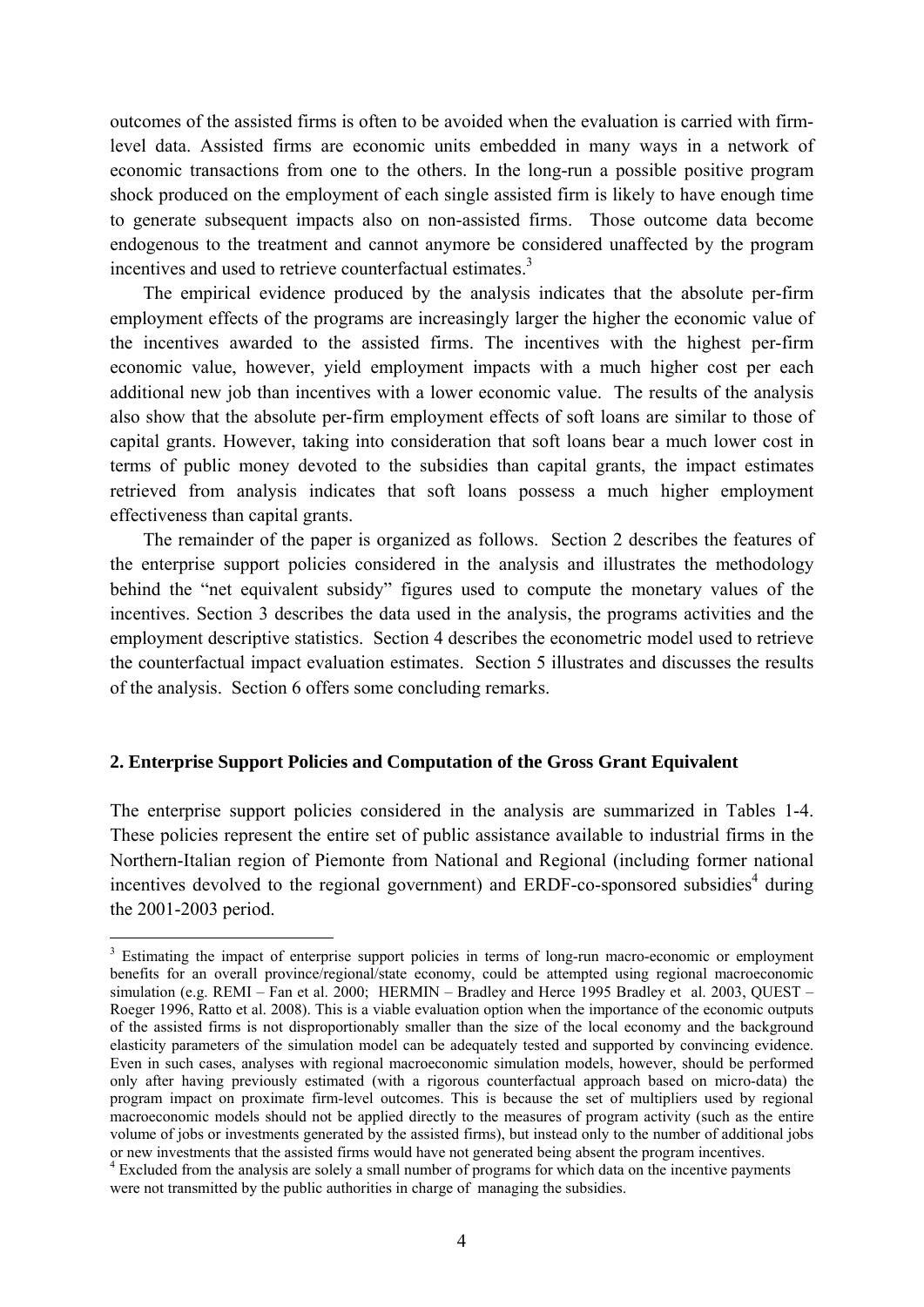outcomes of the assisted firms is often to be avoided when the evaluation is carried with firm-level data. Assisted firms are economic units embedded in many ways in a network of economic transactions from one to the others. In the long-run a possible positive program shock produced on the employment of each single assisted firm is likely to have enough time to generate subsequent impacts also on non-assisted firms. Those outcome data become endogenous to the treatment and cannot anymore be considered unaffected by the program incentives and used to retrieve counterfactual estimates.[3]

The empirical evidence produced by the analysis indicates that the absolute per-firm employment effects of the programs are increasingly larger the higher the economic value of the incentives awarded to the assisted firms. The incentives with the highest per-firm economic value, however, yield employment impacts with a much higher cost per each additional new job than incentives with a lower economic value. The results of the analysis also show that the absolute per-firm employment effects of soft loans are similar to those of capital grants. However, taking into consideration that soft loans bear a much lower cost in terms of public money devoted to the subsidies than capital grants, the impact estimates retrieved from analysis indicates that soft loans possess a much higher employment effectiveness than capital grants.

The remainder of the paper is organized as follows. Section 2 describes the features of the enterprise support policies considered in the analysis and illustrates the methodology behind the "net equivalent subsidy" figures used to compute the monetary values of the incentives. Section 3 describes the data used in the analysis, the programs activities and the employment descriptive statistics. Section 4 describes the econometric model used to retrieve the counterfactual impact evaluation estimates. Section 5 illustrates and discusses the results of the analysis. Section 6 offers some concluding remarks.

## 2. Enterprise Support Policies and Computation of the Gross Grant Equivalent

The enterprise support policies considered in the analysis are summarized in Tables 1-4. These policies represent the entire set of public assistance available to industrial firms in the Northern-Italian region of Piemonte from National and Regional (including former national incentives devolved to the regional government) and ERDF-co-sponsored subsidies[4] during the 2001-2003 period.

---

[3] Estimating the impact of enterprise support policies in terms of long-run macro-economic or employment benefits for an overall province/regional/state economy, could be attempted using regional macroeconomic simulation (e.g. REMI – Fan et al. 2000; HERMIN – Bradley and Herce 1995 Bradley et al. 2003, QUEST – Roeger 1996, Ratto et al. 2008). This is a viable evaluation option when the importance of the economic outputs of the assisted firms is not disproportionably smaller than the size of the local economy and the background elasticity parameters of the simulation model can be adequately tested and supported by convincing evidence. Even in such cases, analyses with regional macroeconomic simulation models, however, should be performed only after having previously estimated (with a rigorous counterfactual approach based on micro-data) the program impact on proximate firm-level outcomes. This is because the set of multipliers used by regional macroeconomic models should not be applied directly to the measures of program activity (such as the entire volume of jobs or investments generated by the assisted firms), but instead only to the number of additional jobs or new investments that the assisted firms would have not generated being absent the program incentives.

[4] Excluded from the analysis are solely a small number of programs for which data on the incentive payments were not transmitted by the public authorities in charge of managing the subsidies.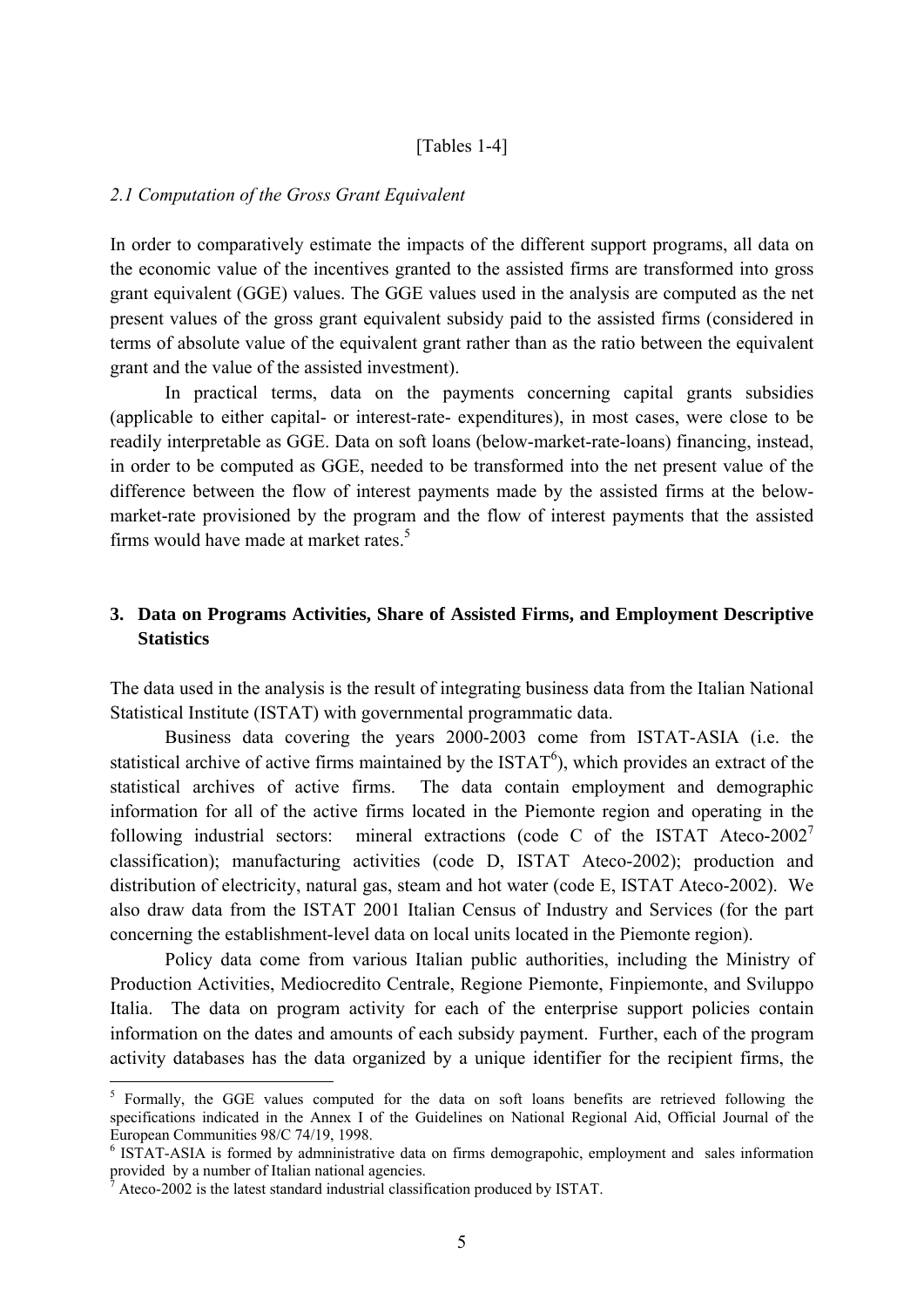[Tables 1-4]

### *2.1 Computation of the Gross Grant Equivalent*

In order to comparatively estimate the impacts of the different support programs, all data on the economic value of the incentives granted to the assisted firms are transformed into gross grant equivalent (GGE) values. The GGE values used in the analysis are computed as the net present values of the gross grant equivalent subsidy paid to the assisted firms (considered in terms of absolute value of the equivalent grant rather than as the ratio between the equivalent grant and the value of the assisted investment).

In practical terms, data on the payments concerning capital grants subsidies (applicable to either capital- or interest-rate- expenditures), in most cases, were close to be readily interpretable as GGE. Data on soft loans (below-market-rate-loans) financing, instead, in order to be computed as GGE, needed to be transformed into the net present value of the difference between the flow of interest payments made by the assisted firms at the below-market-rate provisioned by the program and the flow of interest payments that the assisted firms would have made at market rates.[5]

## 3. Data on Programs Activities, Share of Assisted Firms, and Employment Descriptive Statistics

The data used in the analysis is the result of integrating business data from the Italian National Statistical Institute (ISTAT) with governmental programmatic data.

Business data covering the years 2000-2003 come from ISTAT-ASIA (i.e. the statistical archive of active firms maintained by the ISTAT[6]), which provides an extract of the statistical archives of active firms. The data contain employment and demographic information for all of the active firms located in the Piemonte region and operating in the following industrial sectors: mineral extractions (code C of the ISTAT Ateco-2002[7] classification); manufacturing activities (code D, ISTAT Ateco-2002); production and distribution of electricity, natural gas, steam and hot water (code E, ISTAT Ateco-2002). We also draw data from the ISTAT 2001 Italian Census of Industry and Services (for the part concerning the establishment-level data on local units located in the Piemonte region).

Policy data come from various Italian public authorities, including the Ministry of Production Activities, Mediocredito Centrale, Regione Piemonte, Finpiemonte, and Sviluppo Italia. The data on program activity for each of the enterprise support policies contain information on the dates and amounts of each subsidy payment. Further, each of the program activity databases has the data organized by a unique identifier for the recipient firms, the

---

[5] Formally, the GGE values computed for the data on soft loans benefits are retrieved following the specifications indicated in the Annex I of the Guidelines on National Regional Aid, Official Journal of the European Communities 98/C 74/19, 1998.

[6] ISTAT-ASIA is formed by admninistrative data on firms demograpohic, employment and sales information provided by a number of Italian national agencies.

[7] Ateco-2002 is the latest standard industrial classification produced by ISTAT.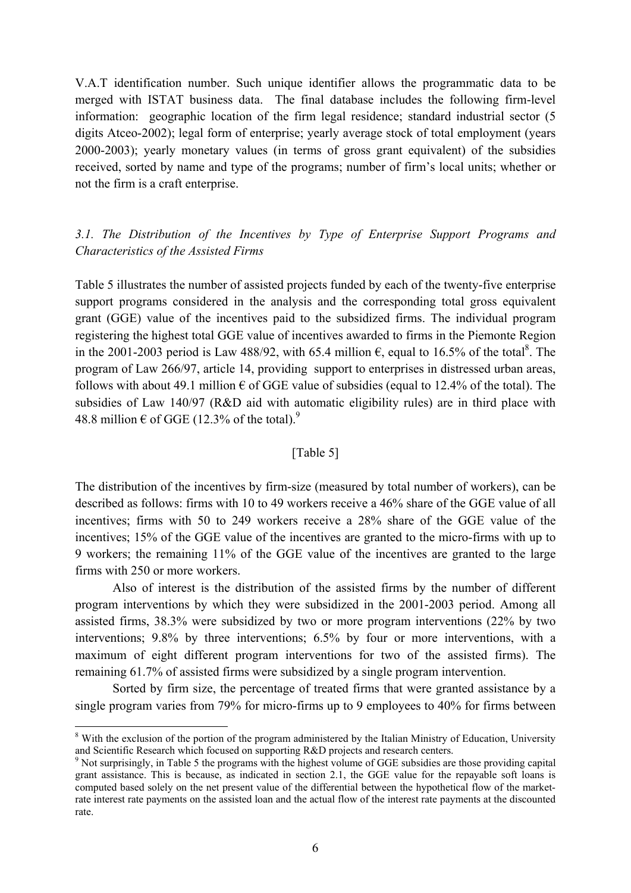V.A.T identification number. Such unique identifier allows the programmatic data to be merged with ISTAT business data. The final database includes the following firm-level information: geographic location of the firm legal residence; standard industrial sector (5 digits Atceo-2002); legal form of enterprise; yearly average stock of total employment (years 2000-2003); yearly monetary values (in terms of gross grant equivalent) of the subsidies received, sorted by name and type of the programs; number of firm's local units; whether or not the firm is a craft enterprise.

### *3.1. The Distribution of the Incentives by Type of Enterprise Support Programs and Characteristics of the Assisted Firms*

Table 5 illustrates the number of assisted projects funded by each of the twenty-five enterprise support programs considered in the analysis and the corresponding total gross equivalent grant (GGE) value of the incentives paid to the subsidized firms. The individual program registering the highest total GGE value of incentives awarded to firms in the Piemonte Region in the 2001-2003 period is Law 488/92, with 65.4 million €, equal to 16.5% of the total[8]. The program of Law 266/97, article 14, providing support to enterprises in distressed urban areas, follows with about 49.1 million € of GGE value of subsidies (equal to 12.4% of the total). The subsidies of Law 140/97 (R&D aid with automatic eligibility rules) are in third place with 48.8 million € of GGE (12.3% of the total).[9]

[Table 5]

The distribution of the incentives by firm-size (measured by total number of workers), can be described as follows: firms with 10 to 49 workers receive a 46% share of the GGE value of all incentives; firms with 50 to 249 workers receive a 28% share of the GGE value of the incentives; 15% of the GGE value of the incentives are granted to the micro-firms with up to 9 workers; the remaining 11% of the GGE value of the incentives are granted to the large firms with 250 or more workers.

Also of interest is the distribution of the assisted firms by the number of different program interventions by which they were subsidized in the 2001-2003 period. Among all assisted firms, 38.3% were subsidized by two or more program interventions (22% by two interventions; 9.8% by three interventions; 6.5% by four or more interventions, with a maximum of eight different program interventions for two of the assisted firms). The remaining 61.7% of assisted firms were subsidized by a single program intervention.

Sorted by firm size, the percentage of treated firms that were granted assistance by a single program varies from 79% for micro-firms up to 9 employees to 40% for firms between

---

[8] With the exclusion of the portion of the program administered by the Italian Ministry of Education, University and Scientific Research which focused on supporting R&D projects and research centers.

[9] Not surprisingly, in Table 5 the programs with the highest volume of GGE subsidies are those providing capital grant assistance. This is because, as indicated in section 2.1, the GGE value for the repayable soft loans is computed based solely on the net present value of the differential between the hypothetical flow of the market-rate interest rate payments on the assisted loan and the actual flow of the interest rate payments at the discounted rate.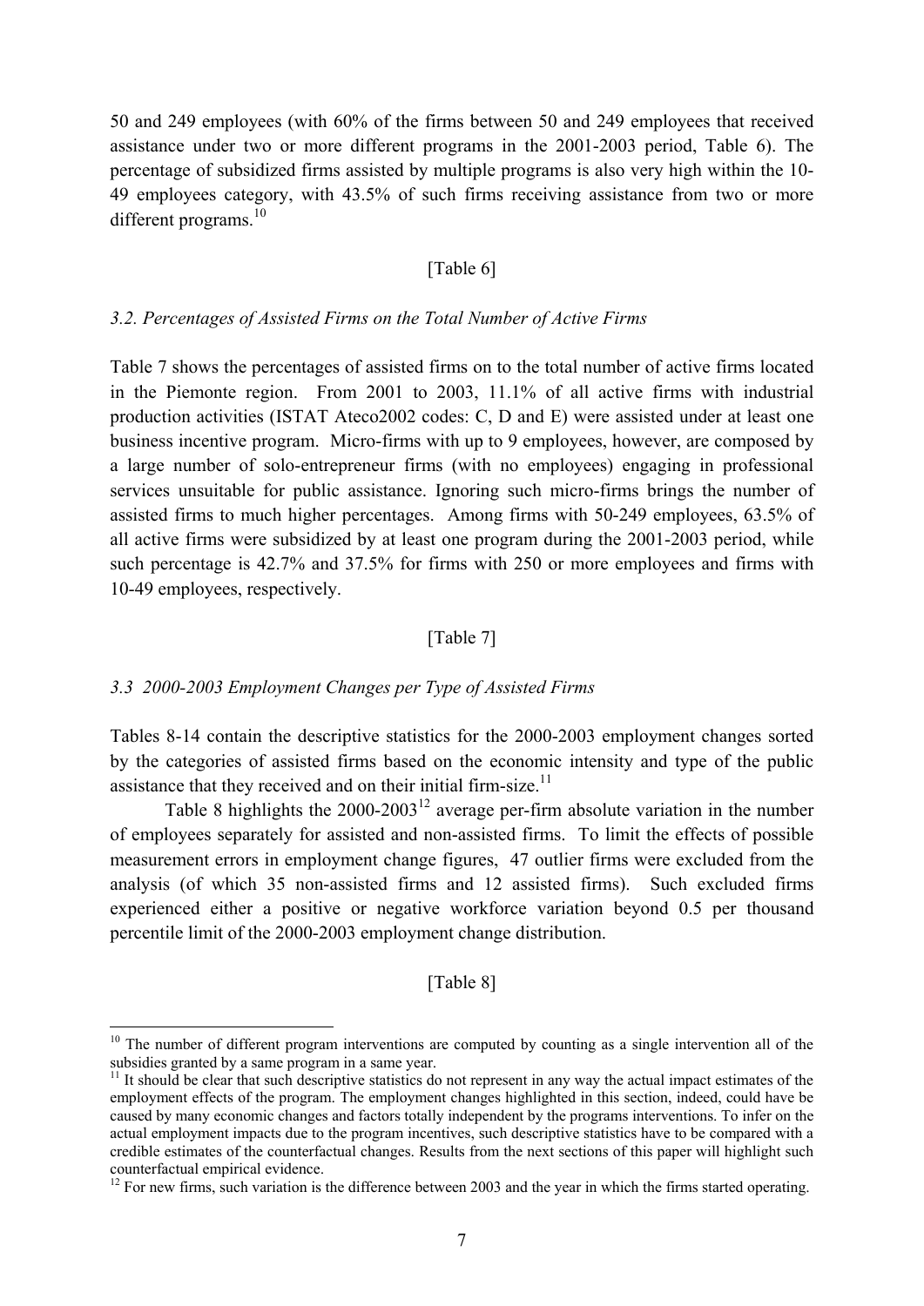50 and 249 employees (with 60% of the firms between 50 and 249 employees that received assistance under two or more different programs in the 2001-2003 period, Table 6). The percentage of subsidized firms assisted by multiple programs is also very high within the 10-49 employees category, with 43.5% of such firms receiving assistance from two or more different programs.[10]

[Table 6]

### *3.2. Percentages of Assisted Firms on the Total Number of Active Firms*

Table 7 shows the percentages of assisted firms on to the total number of active firms located in the Piemonte region. From 2001 to 2003, 11.1% of all active firms with industrial production activities (ISTAT Ateco2002 codes: C, D and E) were assisted under at least one business incentive program. Micro-firms with up to 9 employees, however, are composed by a large number of solo-entrepreneur firms (with no employees) engaging in professional services unsuitable for public assistance. Ignoring such micro-firms brings the number of assisted firms to much higher percentages. Among firms with 50-249 employees, 63.5% of all active firms were subsidized by at least one program during the 2001-2003 period, while such percentage is 42.7% and 37.5% for firms with 250 or more employees and firms with 10-49 employees, respectively.

[Table 7]

### *3.3 2000-2003 Employment Changes per Type of Assisted Firms*

Tables 8-14 contain the descriptive statistics for the 2000-2003 employment changes sorted by the categories of assisted firms based on the economic intensity and type of the public assistance that they received and on their initial firm-size.[11]

Table 8 highlights the 2000-2003[12] average per-firm absolute variation in the number of employees separately for assisted and non-assisted firms. To limit the effects of possible measurement errors in employment change figures, 47 outlier firms were excluded from the analysis (of which 35 non-assisted firms and 12 assisted firms). Such excluded firms experienced either a positive or negative workforce variation beyond 0.5 per thousand percentile limit of the 2000-2003 employment change distribution.

[Table 8]

---

[10] The number of different program interventions are computed by counting as a single intervention all of the subsidies granted by a same program in a same year.

[11] It should be clear that such descriptive statistics do not represent in any way the actual impact estimates of the employment effects of the program. The employment changes highlighted in this section, indeed, could have be caused by many economic changes and factors totally independent by the programs interventions. To infer on the actual employment impacts due to the program incentives, such descriptive statistics have to be compared with a credible estimates of the counterfactual changes. Results from the next sections of this paper will highlight such counterfactual empirical evidence.

[12] For new firms, such variation is the difference between 2003 and the year in which the firms started operating.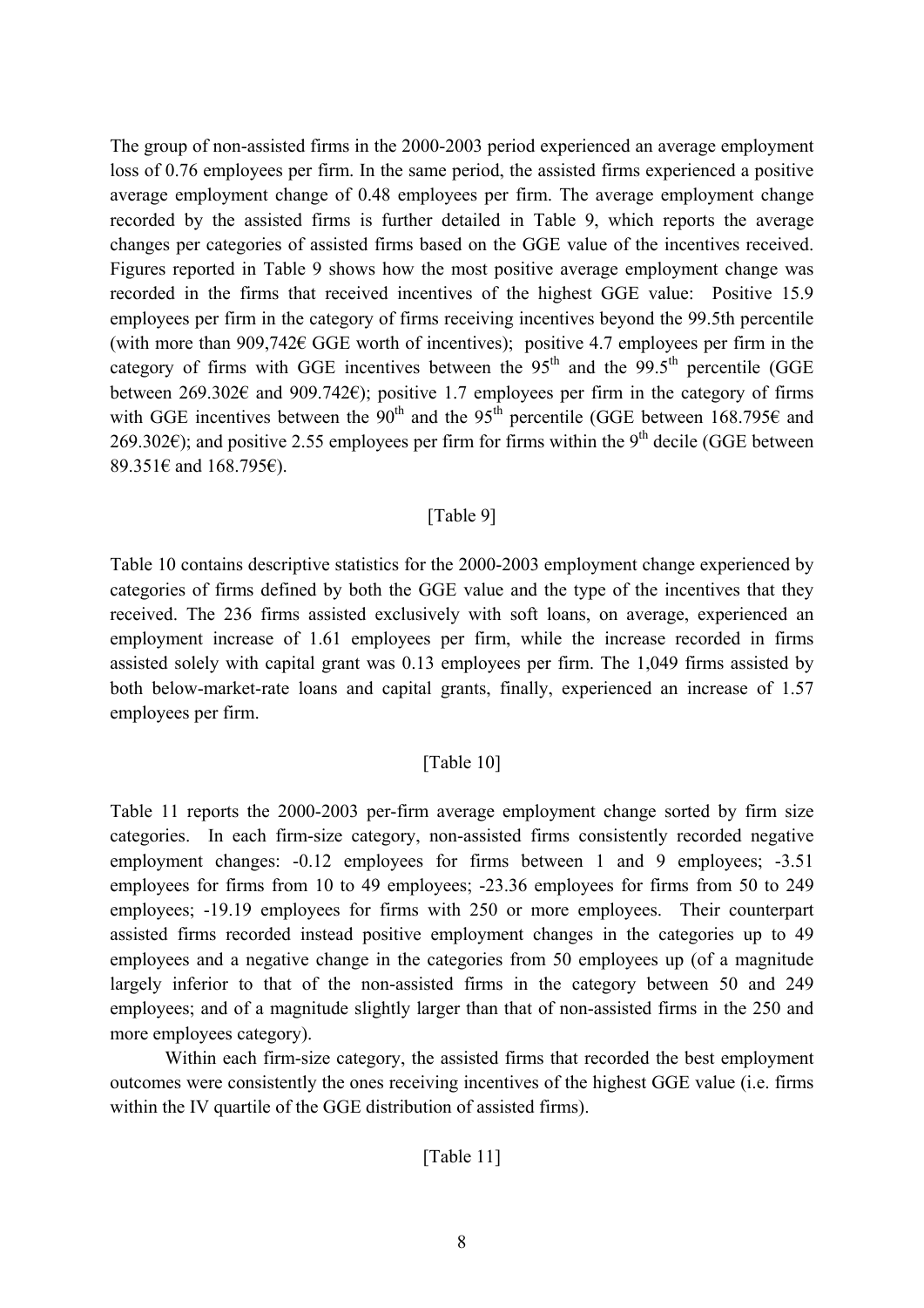The group of non-assisted firms in the 2000-2003 period experienced an average employment loss of 0.76 employees per firm. In the same period, the assisted firms experienced a positive average employment change of 0.48 employees per firm. The average employment change recorded by the assisted firms is further detailed in Table 9, which reports the average changes per categories of assisted firms based on the GGE value of the incentives received. Figures reported in Table 9 shows how the most positive average employment change was recorded in the firms that received incentives of the highest GGE value: Positive 15.9 employees per firm in the category of firms receiving incentives beyond the 99.5th percentile (with more than 909,742€ GGE worth of incentives); positive 4.7 employees per firm in the category of firms with GGE incentives between the 95th and the 99.5th percentile (GGE between 269.302€ and 909.742€); positive 1.7 employees per firm in the category of firms with GGE incentives between the 90th and the 95th percentile (GGE between 168.795€ and 269.302€); and positive 2.55 employees per firm for firms within the 9th decile (GGE between 89.351€ and 168.795€).

[Table 9]

Table 10 contains descriptive statistics for the 2000-2003 employment change experienced by categories of firms defined by both the GGE value and the type of the incentives that they received. The 236 firms assisted exclusively with soft loans, on average, experienced an employment increase of 1.61 employees per firm, while the increase recorded in firms assisted solely with capital grant was 0.13 employees per firm. The 1,049 firms assisted by both below-market-rate loans and capital grants, finally, experienced an increase of 1.57 employees per firm.

[Table 10]

Table 11 reports the 2000-2003 per-firm average employment change sorted by firm size categories. In each firm-size category, non-assisted firms consistently recorded negative employment changes: -0.12 employees for firms between 1 and 9 employees; -3.51 employees for firms from 10 to 49 employees; -23.36 employees for firms from 50 to 249 employees; -19.19 employees for firms with 250 or more employees. Their counterpart assisted firms recorded instead positive employment changes in the categories up to 49 employees and a negative change in the categories from 50 employees up (of a magnitude largely inferior to that of the non-assisted firms in the category between 50 and 249 employees; and of a magnitude slightly larger than that of non-assisted firms in the 250 and more employees category).

Within each firm-size category, the assisted firms that recorded the best employment outcomes were consistently the ones receiving incentives of the highest GGE value (i.e. firms within the IV quartile of the GGE distribution of assisted firms).

[Table 11]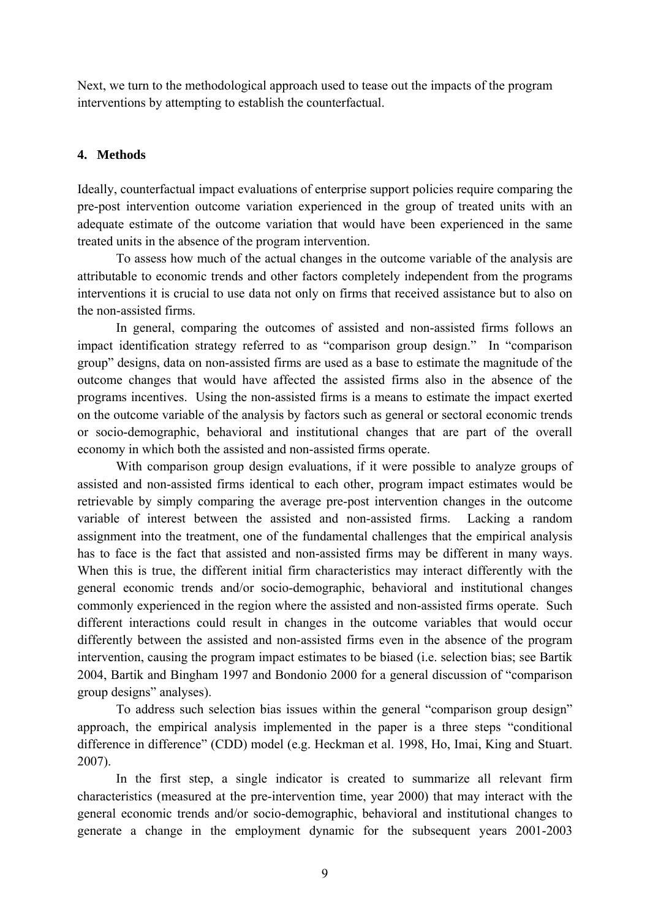Next, we turn to the methodological approach used to tease out the impacts of the program interventions by attempting to establish the counterfactual.

## 4. Methods

Ideally, counterfactual impact evaluations of enterprise support policies require comparing the pre-post intervention outcome variation experienced in the group of treated units with an adequate estimate of the outcome variation that would have been experienced in the same treated units in the absence of the program intervention.

To assess how much of the actual changes in the outcome variable of the analysis are attributable to economic trends and other factors completely independent from the programs interventions it is crucial to use data not only on firms that received assistance but to also on the non-assisted firms.

In general, comparing the outcomes of assisted and non-assisted firms follows an impact identification strategy referred to as "comparison group design." In "comparison group" designs, data on non-assisted firms are used as a base to estimate the magnitude of the outcome changes that would have affected the assisted firms also in the absence of the programs incentives. Using the non-assisted firms is a means to estimate the impact exerted on the outcome variable of the analysis by factors such as general or sectoral economic trends or socio-demographic, behavioral and institutional changes that are part of the overall economy in which both the assisted and non-assisted firms operate.

With comparison group design evaluations, if it were possible to analyze groups of assisted and non-assisted firms identical to each other, program impact estimates would be retrievable by simply comparing the average pre-post intervention changes in the outcome variable of interest between the assisted and non-assisted firms. Lacking a random assignment into the treatment, one of the fundamental challenges that the empirical analysis has to face is the fact that assisted and non-assisted firms may be different in many ways. When this is true, the different initial firm characteristics may interact differently with the general economic trends and/or socio-demographic, behavioral and institutional changes commonly experienced in the region where the assisted and non-assisted firms operate. Such different interactions could result in changes in the outcome variables that would occur differently between the assisted and non-assisted firms even in the absence of the program intervention, causing the program impact estimates to be biased (i.e. selection bias; see Bartik 2004, Bartik and Bingham 1997 and Bondonio 2000 for a general discussion of "comparison group designs" analyses).

To address such selection bias issues within the general "comparison group design" approach, the empirical analysis implemented in the paper is a three steps "conditional difference in difference" (CDD) model (e.g. Heckman et al. 1998, Ho, Imai, King and Stuart. 2007).

In the first step, a single indicator is created to summarize all relevant firm characteristics (measured at the pre-intervention time, year 2000) that may interact with the general economic trends and/or socio-demographic, behavioral and institutional changes to generate a change in the employment dynamic for the subsequent years 2001-2003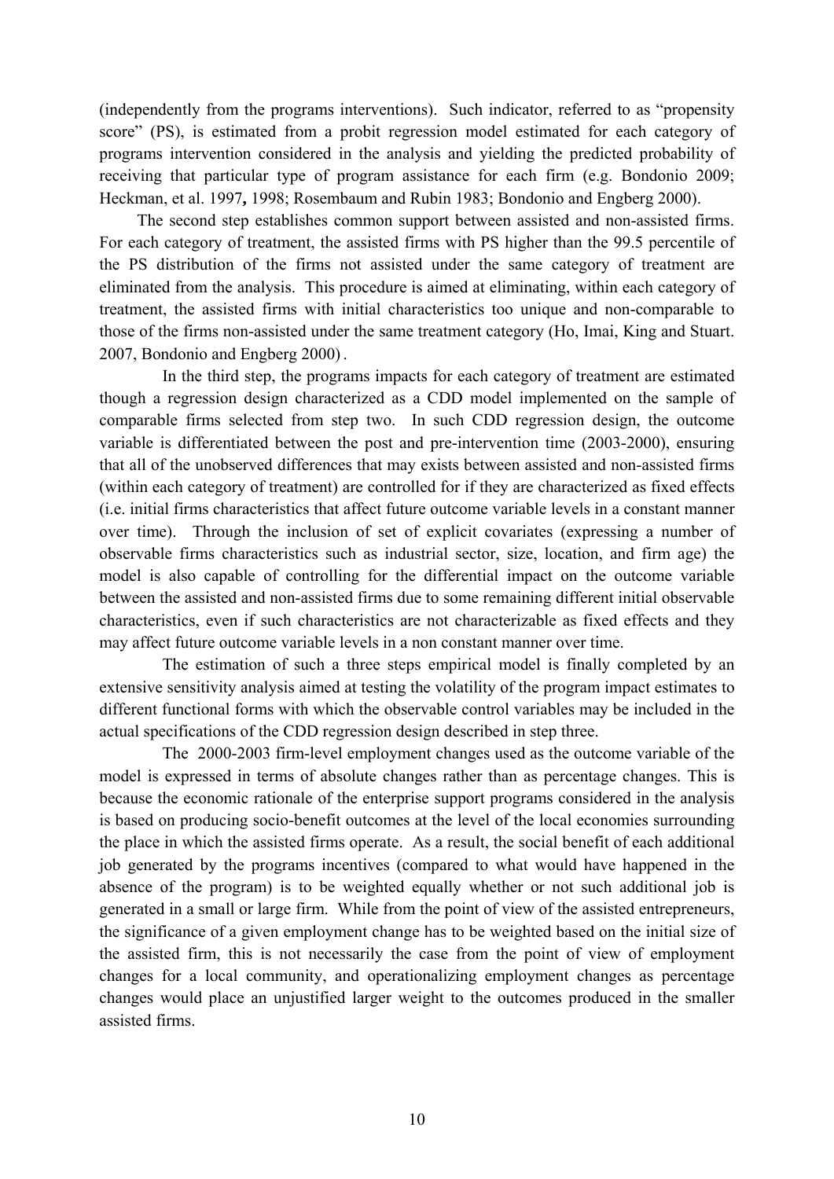(independently from the programs interventions). Such indicator, referred to as "propensity score" (PS), is estimated from a probit regression model estimated for each category of programs intervention considered in the analysis and yielding the predicted probability of receiving that particular type of program assistance for each firm (e.g. Bondonio 2009; Heckman, et al. 1997**,** 1998; Rosembaum and Rubin 1983; Bondonio and Engberg 2000).

The second step establishes common support between assisted and non-assisted firms. For each category of treatment, the assisted firms with PS higher than the 99.5 percentile of the PS distribution of the firms not assisted under the same category of treatment are eliminated from the analysis. This procedure is aimed at eliminating, within each category of treatment, the assisted firms with initial characteristics too unique and non-comparable to those of the firms non-assisted under the same treatment category (Ho, Imai, King and Stuart. 2007, Bondonio and Engberg 2000).

In the third step, the programs impacts for each category of treatment are estimated though a regression design characterized as a CDD model implemented on the sample of comparable firms selected from step two. In such CDD regression design, the outcome variable is differentiated between the post and pre-intervention time (2003-2000), ensuring that all of the unobserved differences that may exists between assisted and non-assisted firms (within each category of treatment) are controlled for if they are characterized as fixed effects (i.e. initial firms characteristics that affect future outcome variable levels in a constant manner over time). Through the inclusion of set of explicit covariates (expressing a number of observable firms characteristics such as industrial sector, size, location, and firm age) the model is also capable of controlling for the differential impact on the outcome variable between the assisted and non-assisted firms due to some remaining different initial observable characteristics, even if such characteristics are not characterizable as fixed effects and they may affect future outcome variable levels in a non constant manner over time.

The estimation of such a three steps empirical model is finally completed by an extensive sensitivity analysis aimed at testing the volatility of the program impact estimates to different functional forms with which the observable control variables may be included in the actual specifications of the CDD regression design described in step three.

The 2000-2003 firm-level employment changes used as the outcome variable of the model is expressed in terms of absolute changes rather than as percentage changes. This is because the economic rationale of the enterprise support programs considered in the analysis is based on producing socio-benefit outcomes at the level of the local economies surrounding the place in which the assisted firms operate. As a result, the social benefit of each additional job generated by the programs incentives (compared to what would have happened in the absence of the program) is to be weighted equally whether or not such additional job is generated in a small or large firm. While from the point of view of the assisted entrepreneurs, the significance of a given employment change has to be weighted based on the initial size of the assisted firm, this is not necessarily the case from the point of view of employment changes for a local community, and operationalizing employment changes as percentage changes would place an unjustified larger weight to the outcomes produced in the smaller assisted firms.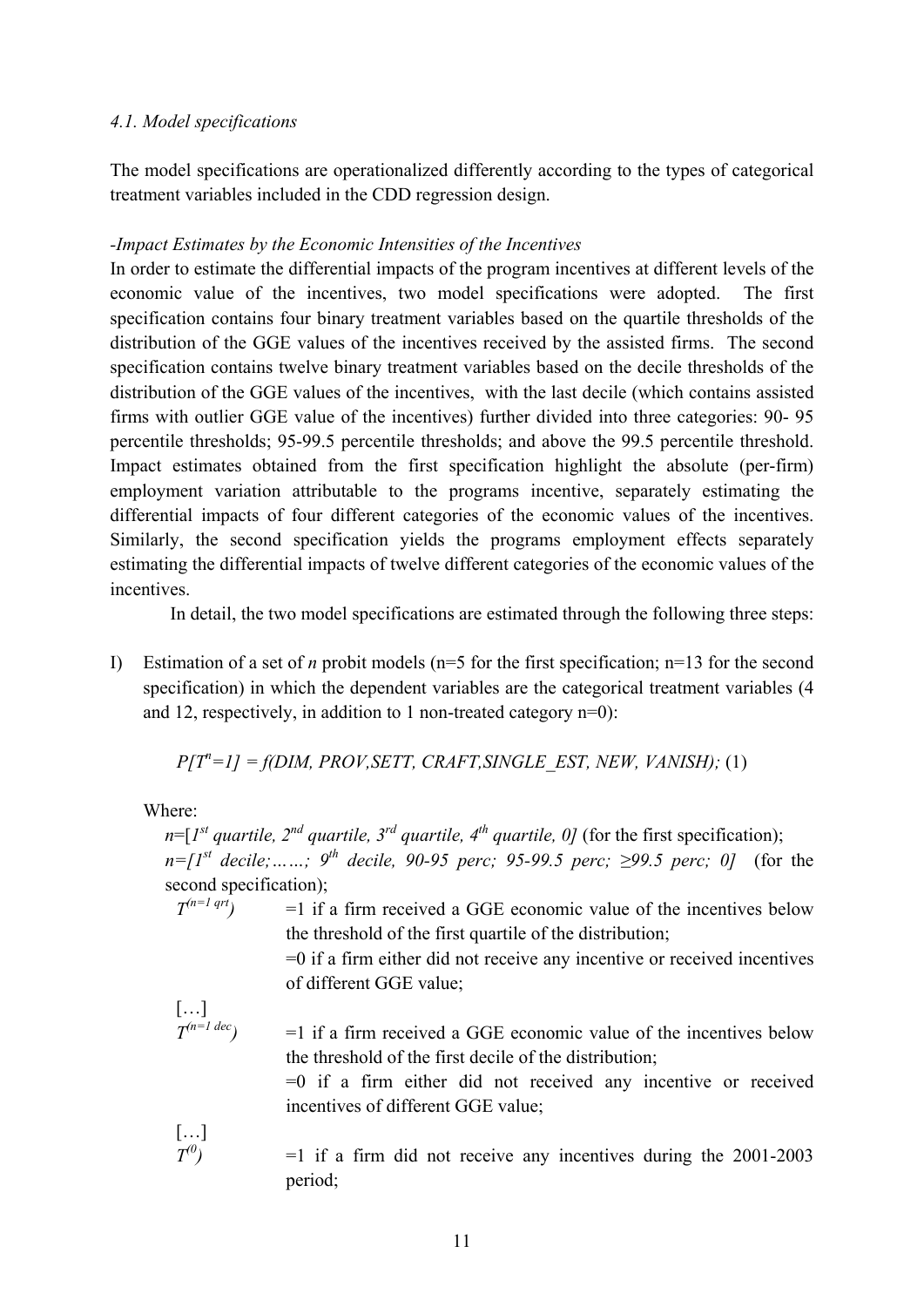*4.1. Model specifications*

The model specifications are operationalized differently according to the types of categorical treatment variables included in the CDD regression design.

*-Impact Estimates by the Economic Intensities of the Incentives*

In order to estimate the differential impacts of the program incentives at different levels of the economic value of the incentives, two model specifications were adopted. The first specification contains four binary treatment variables based on the quartile thresholds of the distribution of the GGE values of the incentives received by the assisted firms. The second specification contains twelve binary treatment variables based on the decile thresholds of the distribution of the GGE values of the incentives, with the last decile (which contains assisted firms with outlier GGE value of the incentives) further divided into three categories: 90- 95 percentile thresholds; 95-99.5 percentile thresholds; and above the 99.5 percentile threshold. Impact estimates obtained from the first specification highlight the absolute (per-firm) employment variation attributable to the programs incentive, separately estimating the differential impacts of four different categories of the economic values of the incentives. Similarly, the second specification yields the programs employment effects separately estimating the differential impacts of twelve different categories of the economic values of the incentives.

In detail, the two model specifications are estimated through the following three steps:

I) Estimation of a set of *n* probit models (n=5 for the first specification; n=13 for the second specification) in which the dependent variables are the categorical treatment variables (4 and 12, respectively, in addition to 1 non-treated category n=0):

$$P[T^{n}=1] = f(DIM, PROV, SETT, CRAFT, SINGLE\_EST, NEW, VANISH); \quad (1)$$

Where:

$n$=[$1^{st}$ *quartile*, $2^{nd}$ *quartile*, $3^{rd}$ *quartile*, $4^{th}$ *quartile, 0*] (for the first specification);

$n$=[$1^{st}$ *decile;……;* $9^{th}$ *decile, 90-95 perc; 95-99.5 perc; ≥99.5 perc; 0*] (for the second specification);

$T^{(n=1\ qrt)}$ =1 if a firm received a GGE economic value of the incentives below the threshold of the first quartile of the distribution;
=0 if a firm either did not receive any incentive or received incentives of different GGE value;

[…]

$T^{(n=1\ dec)}$ =1 if a firm received a GGE economic value of the incentives below the threshold of the first decile of the distribution;
=0 if a firm either did not received any incentive or received incentives of different GGE value;

[…]

$T^{(0)}$ =1 if a firm did not receive any incentives during the 2001-2003 period;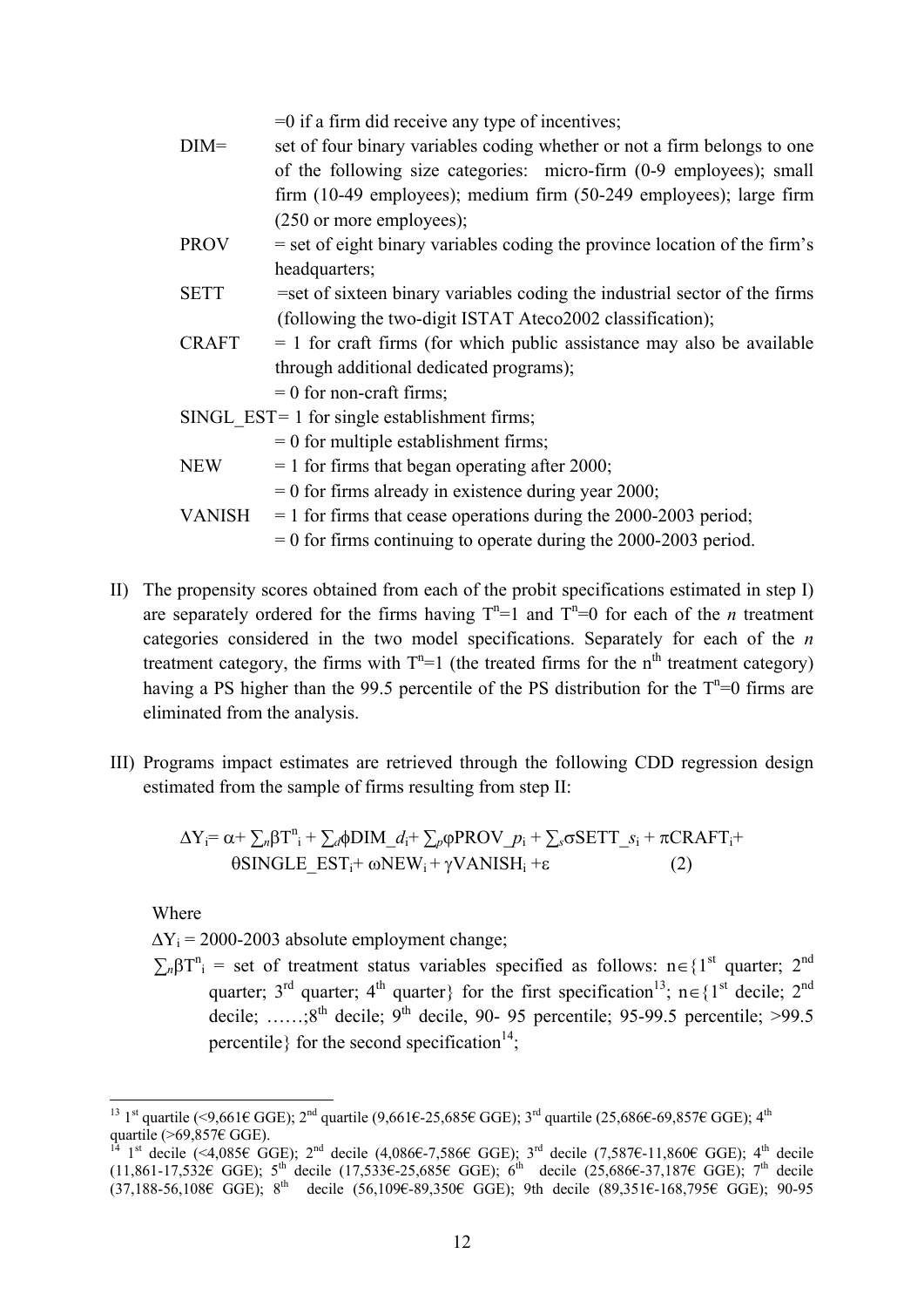=0 if a firm did receive any type of incentives;

DIM= set of four binary variables coding whether or not a firm belongs to one of the following size categories: micro-firm (0-9 employees); small firm (10-49 employees); medium firm (50-249 employees); large firm (250 or more employees);

PROV = set of eight binary variables coding the province location of the firm's headquarters;

SETT =set of sixteen binary variables coding the industrial sector of the firms (following the two-digit ISTAT Ateco2002 classification);

CRAFT = 1 for craft firms (for which public assistance may also be available through additional dedicated programs);
= 0 for non-craft firms;

SINGL_EST= 1 for single establishment firms;
= 0 for multiple establishment firms;

NEW = 1 for firms that began operating after 2000;
= 0 for firms already in existence during year 2000;

VANISH = 1 for firms that cease operations during the 2000-2003 period;
= 0 for firms continuing to operate during the 2000-2003 period.

II) The propensity scores obtained from each of the probit specifications estimated in step I) are separately ordered for the firms having $T^n=1$ and $T^n=0$ for each of the *n* treatment categories considered in the two model specifications. Separately for each of the *n* treatment category, the firms with $T^n=1$ (the treated firms for the $n^{th}$ treatment category) having a PS higher than the 99.5 percentile of the PS distribution for the $T^n=0$ firms are eliminated from the analysis.

III) Programs impact estimates are retrieved through the following CDD regression design estimated from the sample of firms resulting from step II:

$$\Delta Y_i = \alpha + \sum_n \beta T^n_i + \sum_d \phi DIM\_d_i + \sum_p \varphi PROV\_p_i + \sum_s \sigma SETT\_s_i + \pi CRAFT_i + \theta SINGLE\_EST_i + \omega NEW_i + \gamma VANISH_i + \varepsilon \qquad (2)$$

Where

$\Delta Y_i$ = 2000-2003 absolute employment change;

$\sum_n \beta T^n_i$ = set of treatment status variables specified as follows: $n \in$ {1st quarter; 2nd quarter; 3rd quarter; 4th quarter} for the first specification[13]; $n \in$ {1st decile; 2nd decile; ……;8th decile; 9th decile, 90- 95 percentile; 95-99.5 percentile; >99.5 percentile} for the second specification[14];

---

[13] 1st quartile (<9,661€ GGE); 2nd quartile (9,661€-25,685€ GGE); 3rd quartile (25,686€-69,857€ GGE); 4th quartile (>69,857€ GGE).

[14] 1st decile (<4,085€ GGE); 2nd decile (4,086€-7,586€ GGE); 3rd decile (7,587€-11,860€ GGE); 4th decile (11,861-17,532€ GGE); 5th decile (17,533€-25,685€ GGE); 6th decile (25,686€-37,187€ GGE); 7th decile (37,188-56,108€ GGE); 8th decile (56,109€-89,350€ GGE); 9th decile (89,351€-168,795€ GGE); 90-95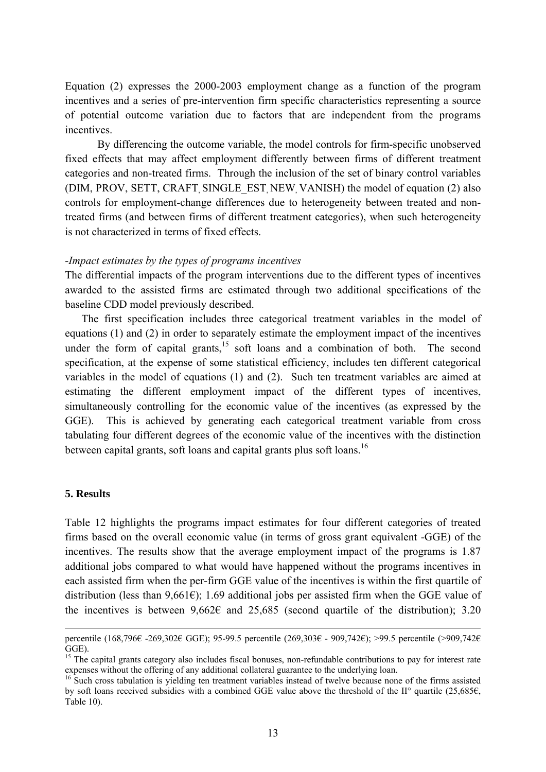Equation (2) expresses the 2000-2003 employment change as a function of the program incentives and a series of pre-intervention firm specific characteristics representing a source of potential outcome variation due to factors that are independent from the programs incentives.

By differencing the outcome variable, the model controls for firm-specific unobserved fixed effects that may affect employment differently between firms of different treatment categories and non-treated firms. Through the inclusion of the set of binary control variables (DIM, PROV, SETT, CRAFT, SINGLE_EST, NEW, VANISH) the model of equation (2) also controls for employment-change differences due to heterogeneity between treated and non-treated firms (and between firms of different treatment categories), when such heterogeneity is not characterized in terms of fixed effects.

*-Impact estimates by the types of programs incentives*

The differential impacts of the program interventions due to the different types of incentives awarded to the assisted firms are estimated through two additional specifications of the baseline CDD model previously described.

The first specification includes three categorical treatment variables in the model of equations (1) and (2) in order to separately estimate the employment impact of the incentives under the form of capital grants,[15] soft loans and a combination of both. The second specification, at the expense of some statistical efficiency, includes ten different categorical variables in the model of equations (1) and (2). Such ten treatment variables are aimed at estimating the different employment impact of the different types of incentives, simultaneously controlling for the economic value of the incentives (as expressed by the GGE). This is achieved by generating each categorical treatment variable from cross tabulating four different degrees of the economic value of the incentives with the distinction between capital grants, soft loans and capital grants plus soft loans.[16]

## 5. Results

Table 12 highlights the programs impact estimates for four different categories of treated firms based on the overall economic value (in terms of gross grant equivalent -GGE) of the incentives. The results show that the average employment impact of the programs is 1.87 additional jobs compared to what would have happened without the programs incentives in each assisted firm when the per-firm GGE value of the incentives is within the first quartile of distribution (less than 9,661€); 1.69 additional jobs per assisted firm when the GGE value of the incentives is between 9,662€ and 25,685 (second quartile of the distribution); 3.20

---

percentile (168,796€ -269,302€ GGE); 95-99.5 percentile (269,303€ - 909,742€); >99.5 percentile (>909,742€ GGE).

[15] The capital grants category also includes fiscal bonuses, non-refundable contributions to pay for interest rate expenses without the offering of any additional collateral guarantee to the underlying loan.

[16] Such cross tabulation is yielding ten treatment variables instead of twelve because none of the firms assisted by soft loans received subsidies with a combined GGE value above the threshold of the II° quartile (25,685€, Table 10).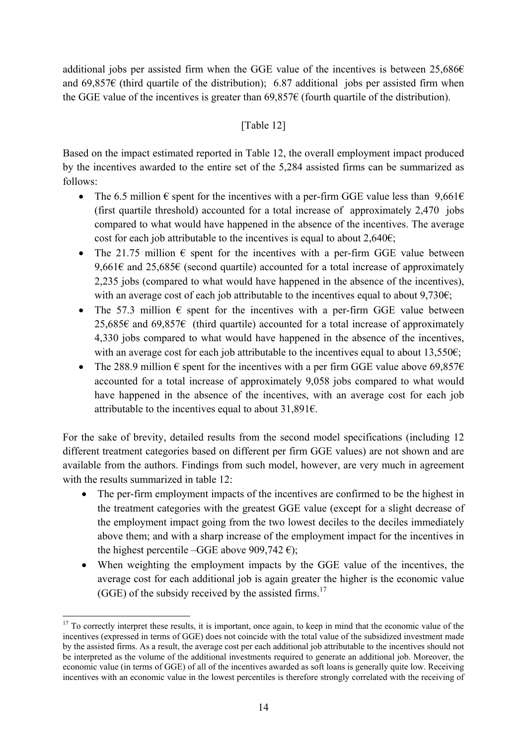additional jobs per assisted firm when the GGE value of the incentives is between 25,686€ and 69,857€ (third quartile of the distribution); 6.87 additional jobs per assisted firm when the GGE value of the incentives is greater than 69,857€ (fourth quartile of the distribution).

[Table 12]

Based on the impact estimated reported in Table 12, the overall employment impact produced by the incentives awarded to the entire set of the 5,284 assisted firms can be summarized as follows:

- The 6.5 million € spent for the incentives with a per-firm GGE value less than 9,661€ (first quartile threshold) accounted for a total increase of approximately 2,470 jobs compared to what would have happened in the absence of the incentives. The average cost for each job attributable to the incentives is equal to about 2,640€;
- The 21.75 million € spent for the incentives with a per-firm GGE value between 9,661€ and 25,685€ (second quartile) accounted for a total increase of approximately 2,235 jobs (compared to what would have happened in the absence of the incentives), with an average cost of each job attributable to the incentives equal to about 9,730€;
- The 57.3 million € spent for the incentives with a per-firm GGE value between 25,685€ and 69,857€ (third quartile) accounted for a total increase of approximately 4,330 jobs compared to what would have happened in the absence of the incentives, with an average cost for each job attributable to the incentives equal to about 13,550€;
- The 288.9 million € spent for the incentives with a per firm GGE value above 69,857€ accounted for a total increase of approximately 9,058 jobs compared to what would have happened in the absence of the incentives, with an average cost for each job attributable to the incentives equal to about 31,891€.

For the sake of brevity, detailed results from the second model specifications (including 12 different treatment categories based on different per firm GGE values) are not shown and are available from the authors. Findings from such model, however, are very much in agreement with the results summarized in table 12:

- The per-firm employment impacts of the incentives are confirmed to be the highest in the treatment categories with the greatest GGE value (except for a slight decrease of the employment impact going from the two lowest deciles to the deciles immediately above them; and with a sharp increase of the employment impact for the incentives in the highest percentile –GGE above 909,742 €);
- When weighting the employment impacts by the GGE value of the incentives, the average cost for each additional job is again greater the higher is the economic value (GGE) of the subsidy received by the assisted firms.[17]

[17] To correctly interpret these results, it is important, once again, to keep in mind that the economic value of the incentives (expressed in terms of GGE) does not coincide with the total value of the subsidized investment made by the assisted firms. As a result, the average cost per each additional job attributable to the incentives should not be interpreted as the volume of the additional investments required to generate an additional job. Moreover, the economic value (in terms of GGE) of all of the incentives awarded as soft loans is generally quite low. Receiving incentives with an economic value in the lowest percentiles is therefore strongly correlated with the receiving of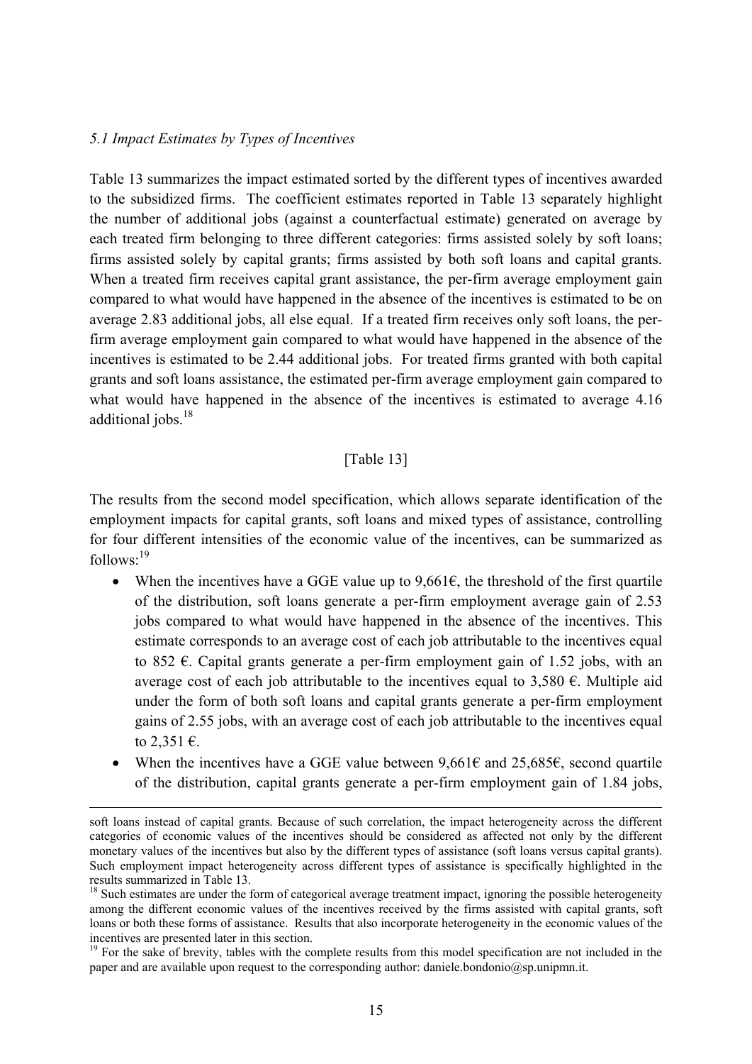*5.1 Impact Estimates by Types of Incentives*

Table 13 summarizes the impact estimated sorted by the different types of incentives awarded to the subsidized firms. The coefficient estimates reported in Table 13 separately highlight the number of additional jobs (against a counterfactual estimate) generated on average by each treated firm belonging to three different categories: firms assisted solely by soft loans; firms assisted solely by capital grants; firms assisted by both soft loans and capital grants. When a treated firm receives capital grant assistance, the per-firm average employment gain compared to what would have happened in the absence of the incentives is estimated to be on average 2.83 additional jobs, all else equal. If a treated firm receives only soft loans, the per-firm average employment gain compared to what would have happened in the absence of the incentives is estimated to be 2.44 additional jobs. For treated firms granted with both capital grants and soft loans assistance, the estimated per-firm average employment gain compared to what would have happened in the absence of the incentives is estimated to average 4.16 additional jobs.[18]

[Table 13]

The results from the second model specification, which allows separate identification of the employment impacts for capital grants, soft loans and mixed types of assistance, controlling for four different intensities of the economic value of the incentives, can be summarized as follows:[19]

- When the incentives have a GGE value up to 9,661€, the threshold of the first quartile of the distribution, soft loans generate a per-firm employment average gain of 2.53 jobs compared to what would have happened in the absence of the incentives. This estimate corresponds to an average cost of each job attributable to the incentives equal to 852 €. Capital grants generate a per-firm employment gain of 1.52 jobs, with an average cost of each job attributable to the incentives equal to 3,580 €. Multiple aid under the form of both soft loans and capital grants generate a per-firm employment gains of 2.55 jobs, with an average cost of each job attributable to the incentives equal to 2,351 €.
- When the incentives have a GGE value between 9,661€ and 25,685€, second quartile of the distribution, capital grants generate a per-firm employment gain of 1.84 jobs,

soft loans instead of capital grants. Because of such correlation, the impact heterogeneity across the different categories of economic values of the incentives should be considered as affected not only by the different monetary values of the incentives but also by the different types of assistance (soft loans versus capital grants). Such employment impact heterogeneity across different types of assistance is specifically highlighted in the results summarized in Table 13.

[18] Such estimates are under the form of categorical average treatment impact, ignoring the possible heterogeneity among the different economic values of the incentives received by the firms assisted with capital grants, soft loans or both these forms of assistance. Results that also incorporate heterogeneity in the economic values of the incentives are presented later in this section.

[19] For the sake of brevity, tables with the complete results from this model specification are not included in the paper and are available upon request to the corresponding author: daniele.bondonio@sp.unipmn.it.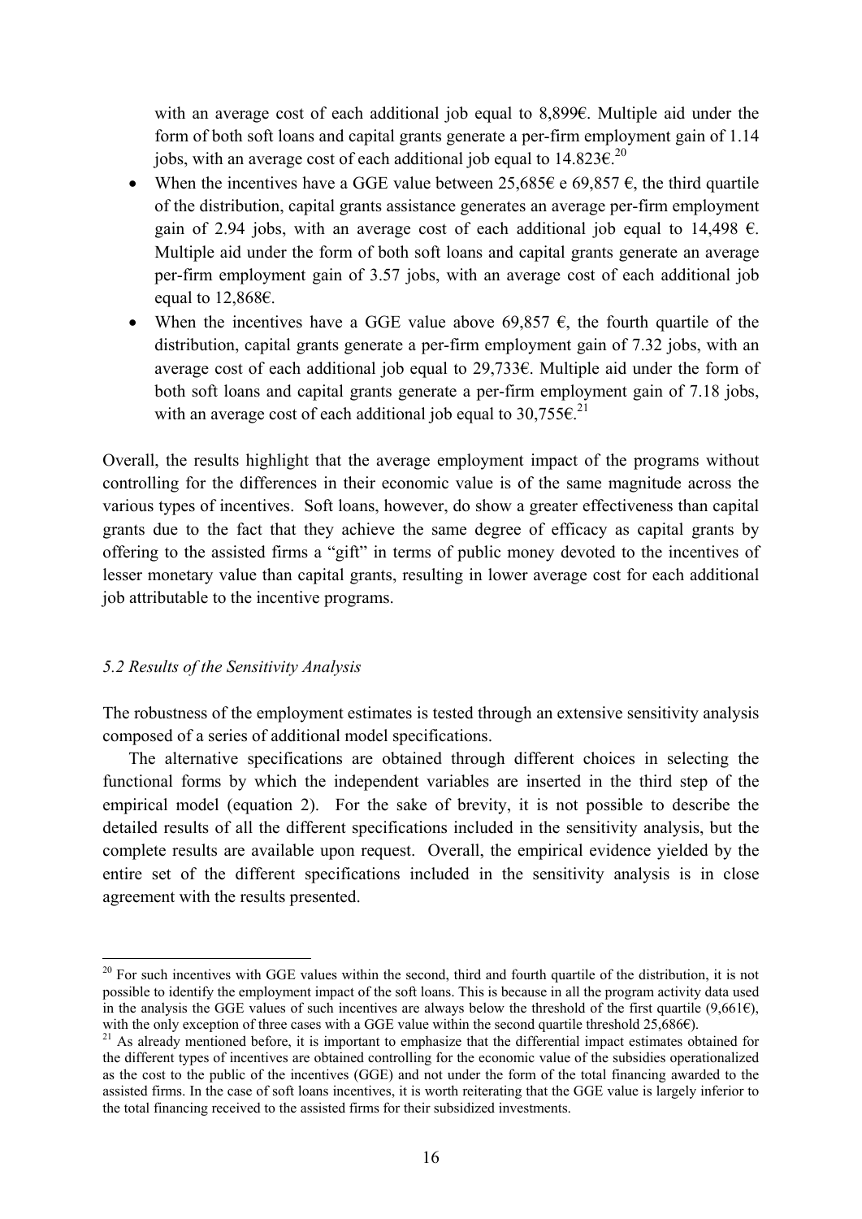with an average cost of each additional job equal to 8,899€. Multiple aid under the form of both soft loans and capital grants generate a per-firm employment gain of 1.14 jobs, with an average cost of each additional job equal to 14.823€.[20]

- When the incentives have a GGE value between 25,685€ e 69,857 €, the third quartile of the distribution, capital grants assistance generates an average per-firm employment gain of 2.94 jobs, with an average cost of each additional job equal to 14,498 €. Multiple aid under the form of both soft loans and capital grants generate an average per-firm employment gain of 3.57 jobs, with an average cost of each additional job equal to 12,868€.
- When the incentives have a GGE value above 69,857 €, the fourth quartile of the distribution, capital grants generate a per-firm employment gain of 7.32 jobs, with an average cost of each additional job equal to 29,733€. Multiple aid under the form of both soft loans and capital grants generate a per-firm employment gain of 7.18 jobs, with an average cost of each additional job equal to 30,755€.[21]

Overall, the results highlight that the average employment impact of the programs without controlling for the differences in their economic value is of the same magnitude across the various types of incentives. Soft loans, however, do show a greater effectiveness than capital grants due to the fact that they achieve the same degree of efficacy as capital grants by offering to the assisted firms a "gift" in terms of public money devoted to the incentives of lesser monetary value than capital grants, resulting in lower average cost for each additional job attributable to the incentive programs.

### *5.2 Results of the Sensitivity Analysis*

The robustness of the employment estimates is tested through an extensive sensitivity analysis composed of a series of additional model specifications.

The alternative specifications are obtained through different choices in selecting the functional forms by which the independent variables are inserted in the third step of the empirical model (equation 2). For the sake of brevity, it is not possible to describe the detailed results of all the different specifications included in the sensitivity analysis, but the complete results are available upon request. Overall, the empirical evidence yielded by the entire set of the different specifications included in the sensitivity analysis is in close agreement with the results presented.

---

[20] For such incentives with GGE values within the second, third and fourth quartile of the distribution, it is not possible to identify the employment impact of the soft loans. This is because in all the program activity data used in the analysis the GGE values of such incentives are always below the threshold of the first quartile (9,661€), with the only exception of three cases with a GGE value within the second quartile threshold 25,686€).

[21] As already mentioned before, it is important to emphasize that the differential impact estimates obtained for the different types of incentives are obtained controlling for the economic value of the subsidies operationalized as the cost to the public of the incentives (GGE) and not under the form of the total financing awarded to the assisted firms. In the case of soft loans incentives, it is worth reiterating that the GGE value is largely inferior to the total financing received to the assisted firms for their subsidized investments.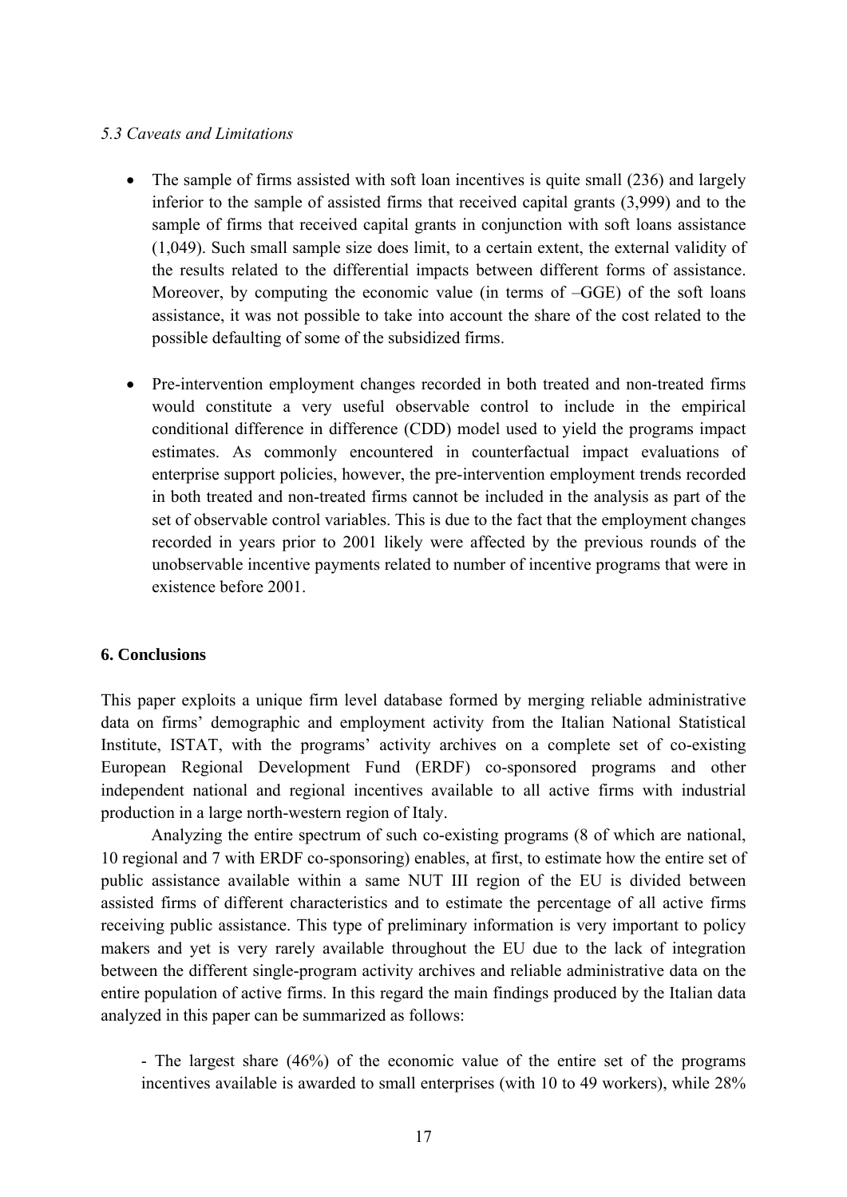### *5.3 Caveats and Limitations*

- The sample of firms assisted with soft loan incentives is quite small (236) and largely inferior to the sample of assisted firms that received capital grants (3,999) and to the sample of firms that received capital grants in conjunction with soft loans assistance (1,049). Such small sample size does limit, to a certain extent, the external validity of the results related to the differential impacts between different forms of assistance. Moreover, by computing the economic value (in terms of –GGE) of the soft loans assistance, it was not possible to take into account the share of the cost related to the possible defaulting of some of the subsidized firms.

- Pre-intervention employment changes recorded in both treated and non-treated firms would constitute a very useful observable control to include in the empirical conditional difference in difference (CDD) model used to yield the programs impact estimates. As commonly encountered in counterfactual impact evaluations of enterprise support policies, however, the pre-intervention employment trends recorded in both treated and non-treated firms cannot be included in the analysis as part of the set of observable control variables. This is due to the fact that the employment changes recorded in years prior to 2001 likely were affected by the previous rounds of the unobservable incentive payments related to number of incentive programs that were in existence before 2001.

## 6. Conclusions

This paper exploits a unique firm level database formed by merging reliable administrative data on firms' demographic and employment activity from the Italian National Statistical Institute, ISTAT, with the programs' activity archives on a complete set of co-existing European Regional Development Fund (ERDF) co-sponsored programs and other independent national and regional incentives available to all active firms with industrial production in a large north-western region of Italy.

Analyzing the entire spectrum of such co-existing programs (8 of which are national, 10 regional and 7 with ERDF co-sponsoring) enables, at first, to estimate how the entire set of public assistance available within a same NUT III region of the EU is divided between assisted firms of different characteristics and to estimate the percentage of all active firms receiving public assistance. This type of preliminary information is very important to policy makers and yet is very rarely available throughout the EU due to the lack of integration between the different single-program activity archives and reliable administrative data on the entire population of active firms. In this regard the main findings produced by the Italian data analyzed in this paper can be summarized as follows:

- The largest share (46%) of the economic value of the entire set of the programs incentives available is awarded to small enterprises (with 10 to 49 workers), while 28%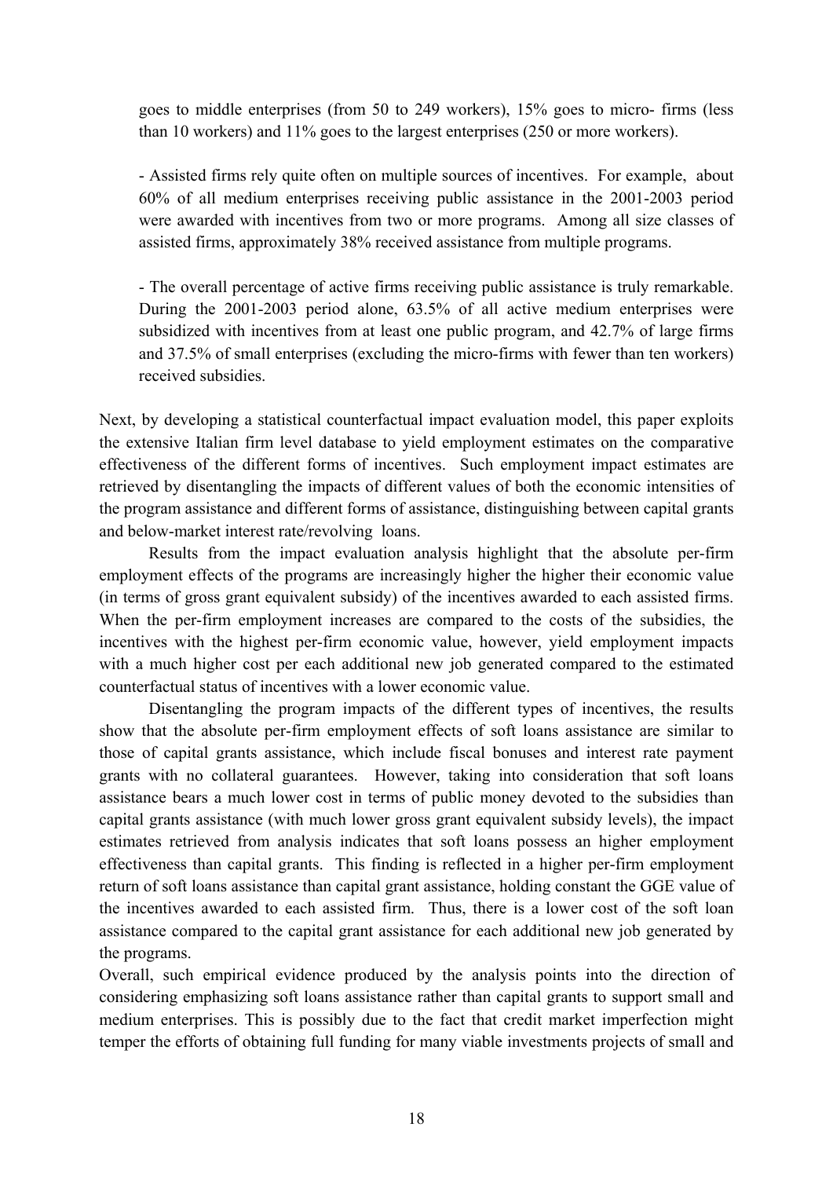goes to middle enterprises (from 50 to 249 workers), 15% goes to micro- firms (less than 10 workers) and 11% goes to the largest enterprises (250 or more workers).

- Assisted firms rely quite often on multiple sources of incentives. For example, about 60% of all medium enterprises receiving public assistance in the 2001-2003 period were awarded with incentives from two or more programs. Among all size classes of assisted firms, approximately 38% received assistance from multiple programs.

- The overall percentage of active firms receiving public assistance is truly remarkable. During the 2001-2003 period alone, 63.5% of all active medium enterprises were subsidized with incentives from at least one public program, and 42.7% of large firms and 37.5% of small enterprises (excluding the micro-firms with fewer than ten workers) received subsidies.

Next, by developing a statistical counterfactual impact evaluation model, this paper exploits the extensive Italian firm level database to yield employment estimates on the comparative effectiveness of the different forms of incentives. Such employment impact estimates are retrieved by disentangling the impacts of different values of both the economic intensities of the program assistance and different forms of assistance, distinguishing between capital grants and below-market interest rate/revolving loans.

Results from the impact evaluation analysis highlight that the absolute per-firm employment effects of the programs are increasingly higher the higher their economic value (in terms of gross grant equivalent subsidy) of the incentives awarded to each assisted firms. When the per-firm employment increases are compared to the costs of the subsidies, the incentives with the highest per-firm economic value, however, yield employment impacts with a much higher cost per each additional new job generated compared to the estimated counterfactual status of incentives with a lower economic value.

Disentangling the program impacts of the different types of incentives, the results show that the absolute per-firm employment effects of soft loans assistance are similar to those of capital grants assistance, which include fiscal bonuses and interest rate payment grants with no collateral guarantees. However, taking into consideration that soft loans assistance bears a much lower cost in terms of public money devoted to the subsidies than capital grants assistance (with much lower gross grant equivalent subsidy levels), the impact estimates retrieved from analysis indicates that soft loans possess an higher employment effectiveness than capital grants. This finding is reflected in a higher per-firm employment return of soft loans assistance than capital grant assistance, holding constant the GGE value of the incentives awarded to each assisted firm. Thus, there is a lower cost of the soft loan assistance compared to the capital grant assistance for each additional new job generated by the programs.

Overall, such empirical evidence produced by the analysis points into the direction of considering emphasizing soft loans assistance rather than capital grants to support small and medium enterprises. This is possibly due to the fact that credit market imperfection might temper the efforts of obtaining full funding for many viable investments projects of small and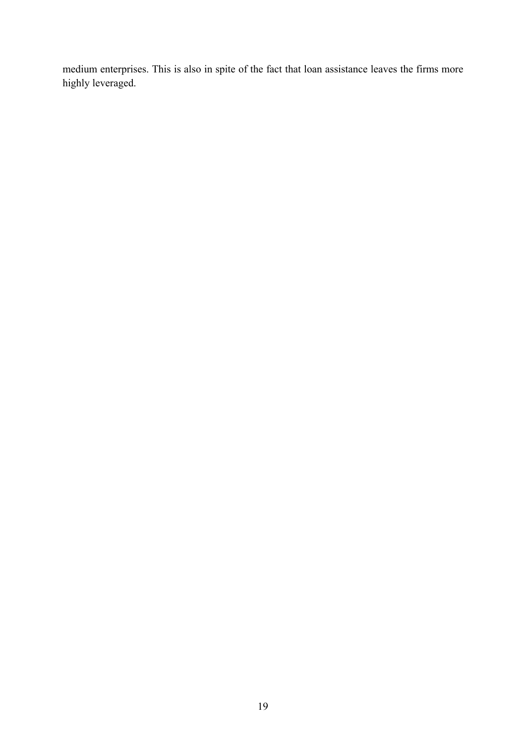medium enterprises. This is also in spite of the fact that loan assistance leaves the firms more highly leveraged.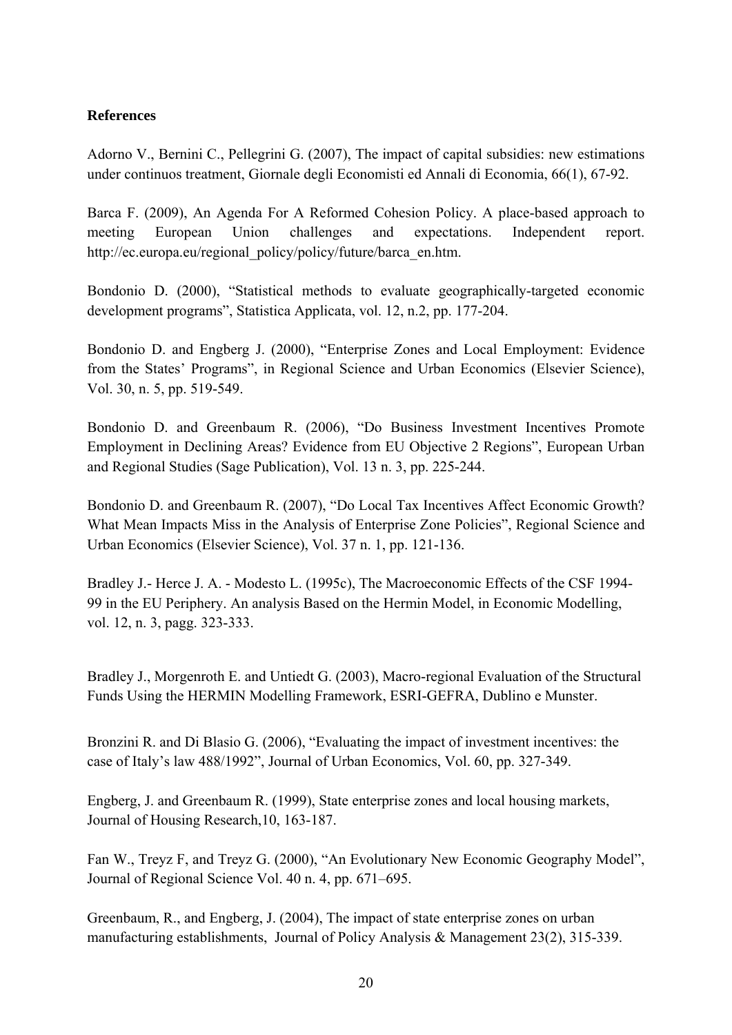**References**

Adorno V., Bernini C., Pellegrini G. (2007), The impact of capital subsidies: new estimations under continuos treatment, Giornale degli Economisti ed Annali di Economia, 66(1), 67-92.

Barca F. (2009), An Agenda For A Reformed Cohesion Policy. A place-based approach to meeting European Union challenges and expectations. Independent report. http://ec.europa.eu/regional_policy/policy/future/barca_en.htm.

Bondonio D. (2000), "Statistical methods to evaluate geographically-targeted economic development programs", Statistica Applicata, vol. 12, n.2, pp. 177-204.

Bondonio D. and Engberg J. (2000), "Enterprise Zones and Local Employment: Evidence from the States' Programs", in Regional Science and Urban Economics (Elsevier Science), Vol. 30, n. 5, pp. 519-549.

Bondonio D. and Greenbaum R. (2006), "Do Business Investment Incentives Promote Employment in Declining Areas? Evidence from EU Objective 2 Regions", European Urban and Regional Studies (Sage Publication), Vol. 13 n. 3, pp. 225-244.

Bondonio D. and Greenbaum R. (2007), "Do Local Tax Incentives Affect Economic Growth? What Mean Impacts Miss in the Analysis of Enterprise Zone Policies", Regional Science and Urban Economics (Elsevier Science), Vol. 37 n. 1, pp. 121-136.

Bradley J.- Herce J. A. - Modesto L. (1995c), The Macroeconomic Effects of the CSF 1994-99 in the EU Periphery. An analysis Based on the Hermin Model, in Economic Modelling, vol. 12, n. 3, pagg. 323-333.

Bradley J., Morgenroth E. and Untiedt G. (2003), Macro-regional Evaluation of the Structural Funds Using the HERMIN Modelling Framework, ESRI-GEFRA, Dublino e Munster.

Bronzini R. and Di Blasio G. (2006), "Evaluating the impact of investment incentives: the case of Italy's law 488/1992", Journal of Urban Economics, Vol. 60, pp. 327-349.

Engberg, J. and Greenbaum R. (1999), State enterprise zones and local housing markets, Journal of Housing Research,10, 163-187.

Fan W., Treyz F, and Treyz G. (2000), "An Evolutionary New Economic Geography Model", Journal of Regional Science Vol. 40 n. 4, pp. 671–695.

Greenbaum, R., and Engberg, J. (2004), The impact of state enterprise zones on urban manufacturing establishments, Journal of Policy Analysis & Management 23(2), 315-339.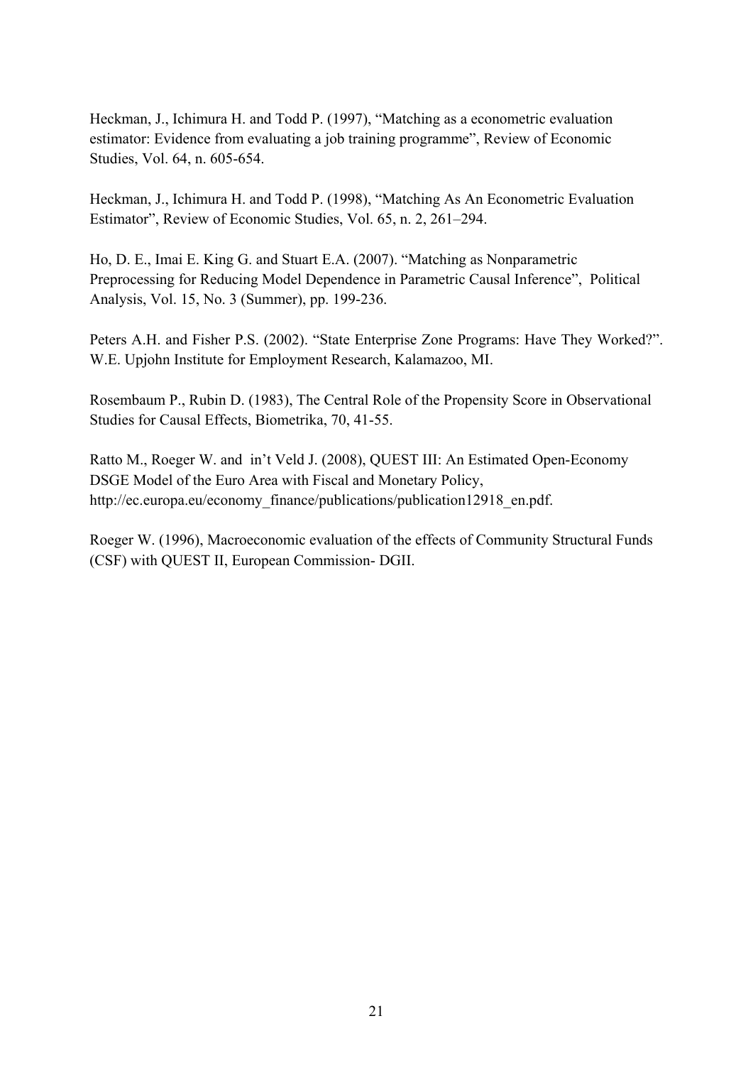Heckman, J., Ichimura H. and Todd P. (1997), "Matching as a econometric evaluation estimator: Evidence from evaluating a job training programme", Review of Economic Studies, Vol. 64, n. 605-654.

Heckman, J., Ichimura H. and Todd P. (1998), "Matching As An Econometric Evaluation Estimator", Review of Economic Studies, Vol. 65, n. 2, 261–294.

Ho, D. E., Imai E. King G. and Stuart E.A. (2007). "Matching as Nonparametric Preprocessing for Reducing Model Dependence in Parametric Causal Inference", Political Analysis, Vol. 15, No. 3 (Summer), pp. 199-236.

Peters A.H. and Fisher P.S. (2002). "State Enterprise Zone Programs: Have They Worked?". W.E. Upjohn Institute for Employment Research, Kalamazoo, MI.

Rosembaum P., Rubin D. (1983), The Central Role of the Propensity Score in Observational Studies for Causal Effects, Biometrika, 70, 41-55.

Ratto M., Roeger W. and in't Veld J. (2008), QUEST III: An Estimated Open-Economy DSGE Model of the Euro Area with Fiscal and Monetary Policy, http://ec.europa.eu/economy_finance/publications/publication12918_en.pdf.

Roeger W. (1996), Macroeconomic evaluation of the effects of Community Structural Funds (CSF) with QUEST II, European Commission- DGII.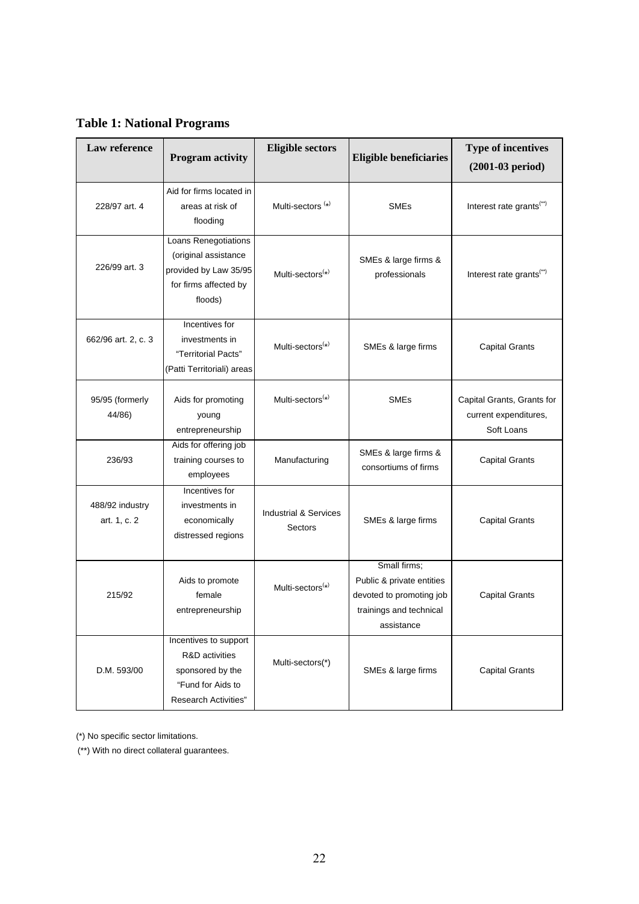**Table 1: National Programs**

| Law reference | Program activity | Eligible sectors | Eligible beneficiaries | Type of incentives (2001-03 period) |
|---|---|---|---|---|
| 228/97 art. 4 | Aid for firms located in areas at risk of flooding | Multi-sectors (*) | SMEs | Interest rate grants(**) |
| 226/99 art. 3 | Loans Renegotiations (original assistance provided by Law 35/95 for firms affected by floods) | Multi-sectors(*) | SMEs & large firms & professionals | Interest rate grants(**) |
| 662/96 art. 2, c. 3 | Incentives for investments in "Territorial Pacts" (Patti Territoriali) areas | Multi-sectors(*) | SMEs & large firms | Capital Grants |
| 95/95 (formerly 44/86) | Aids for promoting young entrepreneurship | Multi-sectors(*) | SMEs | Capital Grants, Grants for current expenditures, Soft Loans |
| 236/93 | Aids for offering job training courses to employees | Manufacturing | SMEs & large firms & consortiums of firms | Capital Grants |
| 488/92 industry art. 1, c. 2 | Incentives for investments in economically distressed regions | Industrial & Services Sectors | SMEs & large firms | Capital Grants |
| 215/92 | Aids to promote female entrepreneurship | Multi-sectors(*) | Small firms; Public & private entities devoted to promoting job trainings and technical assistance | Capital Grants |
| D.M. 593/00 | Incentives to support R&D activities sponsored by the "Fund for Aids to Research Activities" | Multi-sectors(*) | SMEs & large firms | Capital Grants |

(*) No specific sector limitations.

(**) With no direct collateral guarantees.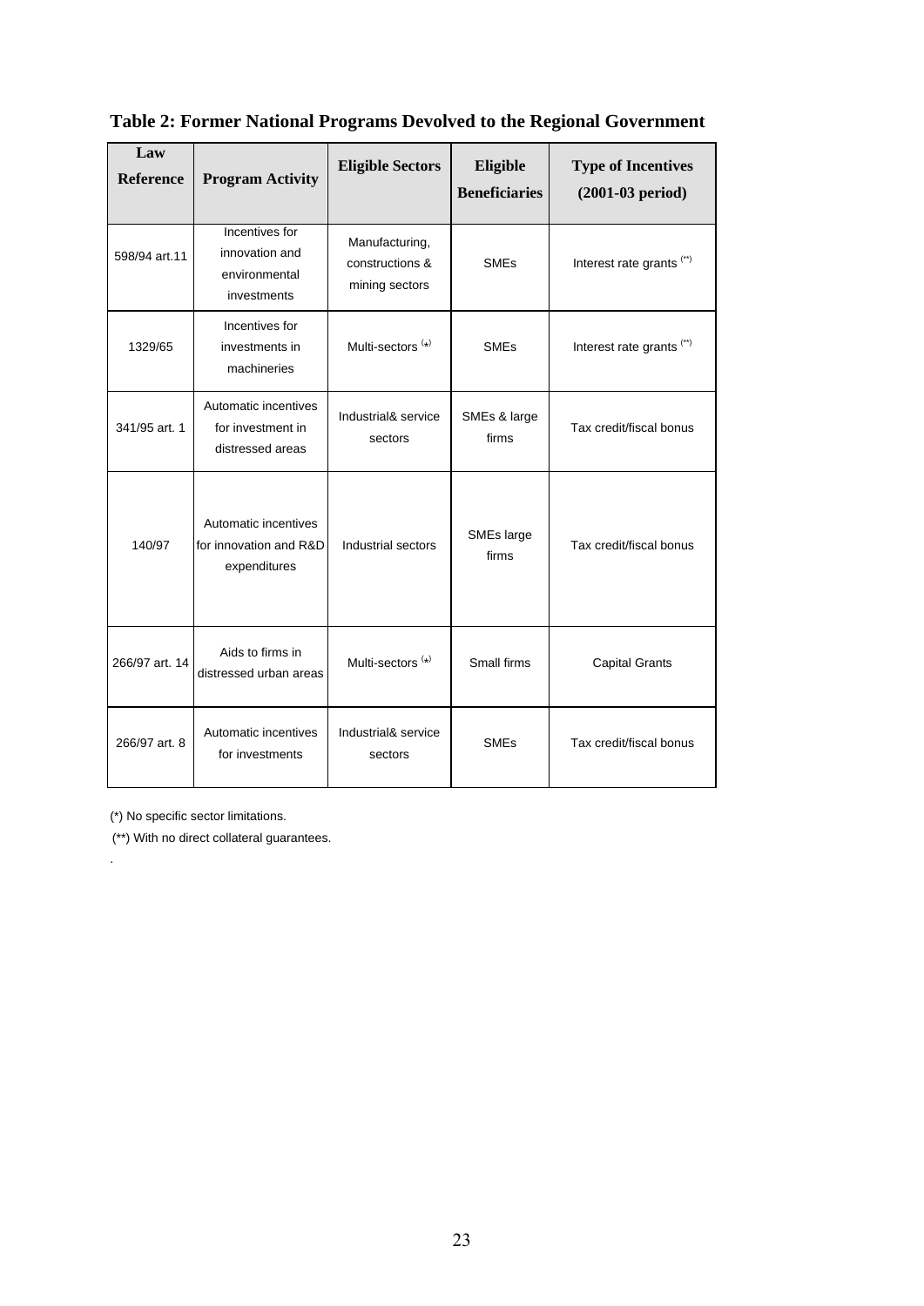**Table 2: Former National Programs Devolved to the Regional Government**

| Law Reference | Program Activity | Eligible Sectors | Eligible Beneficiaries | Type of Incentives (2001-03 period) |
|---|---|---|---|---|
| 598/94 art.11 | Incentives for innovation and environmental investments | Manufacturing, constructions & mining sectors | SMEs | Interest rate grants (**) |
| 1329/65 | Incentives for investments in machineries | Multi-sectors (*) | SMEs | Interest rate grants (**) |
| 341/95 art. 1 | Automatic incentives for investment in distressed areas | Industrial& service sectors | SMEs & large firms | Tax credit/fiscal bonus |
| 140/97 | Automatic incentives for innovation and R&D expenditures | Industrial sectors | SMEs large firms | Tax credit/fiscal bonus |
| 266/97 art. 14 | Aids to firms in distressed urban areas | Multi-sectors (*) | Small firms | Capital Grants |
| 266/97 art. 8 | Automatic incentives for investments | Industrial& service sectors | SMEs | Tax credit/fiscal bonus |

(*) No specific sector limitations.

(**) With no direct collateral guarantees.

.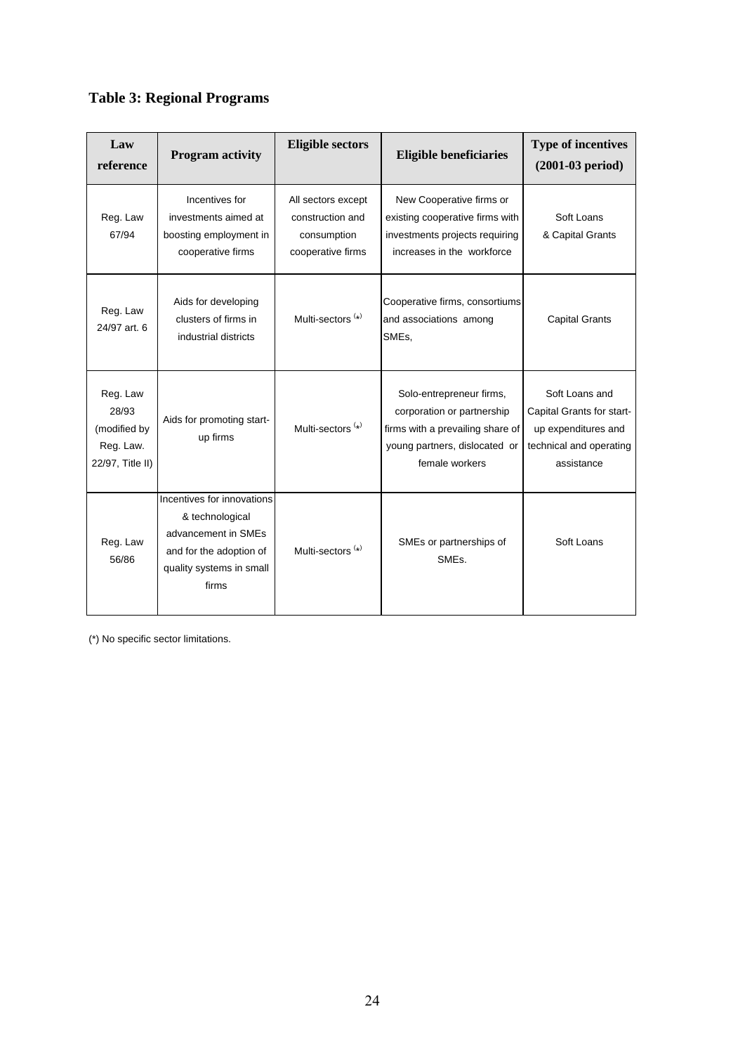## Table 3: Regional Programs

| Law reference | Program activity | Eligible sectors | Eligible beneficiaries | Type of incentives (2001-03 period) |
|---|---|---|---|---|
| Reg. Law 67/94 | Incentives for investments aimed at boosting employment in cooperative firms | All sectors except construction and consumption cooperative firms | New Cooperative firms or existing cooperative firms with investments projects requiring increases in the workforce | Soft Loans & Capital Grants |
| Reg. Law 24/97 art. 6 | Aids for developing clusters of firms in industrial districts | Multi-sectors (*) | Cooperative firms, consortiums and associations among SMEs, | Capital Grants |
| Reg. Law 28/93 (modified by Reg. Law. 22/97, Title II) | Aids for promoting start-up firms | Multi-sectors (*) | Solo-entrepreneur firms, corporation or partnership firms with a prevailing share of young partners, dislocated or female workers | Soft Loans and Capital Grants for start-up expenditures and technical and operating assistance |
| Reg. Law 56/86 | Incentives for innovations & technological advancement in SMEs and for the adoption of quality systems in small firms | Multi-sectors (*) | SMEs or partnerships of SMEs. | Soft Loans |

(*) No specific sector limitations.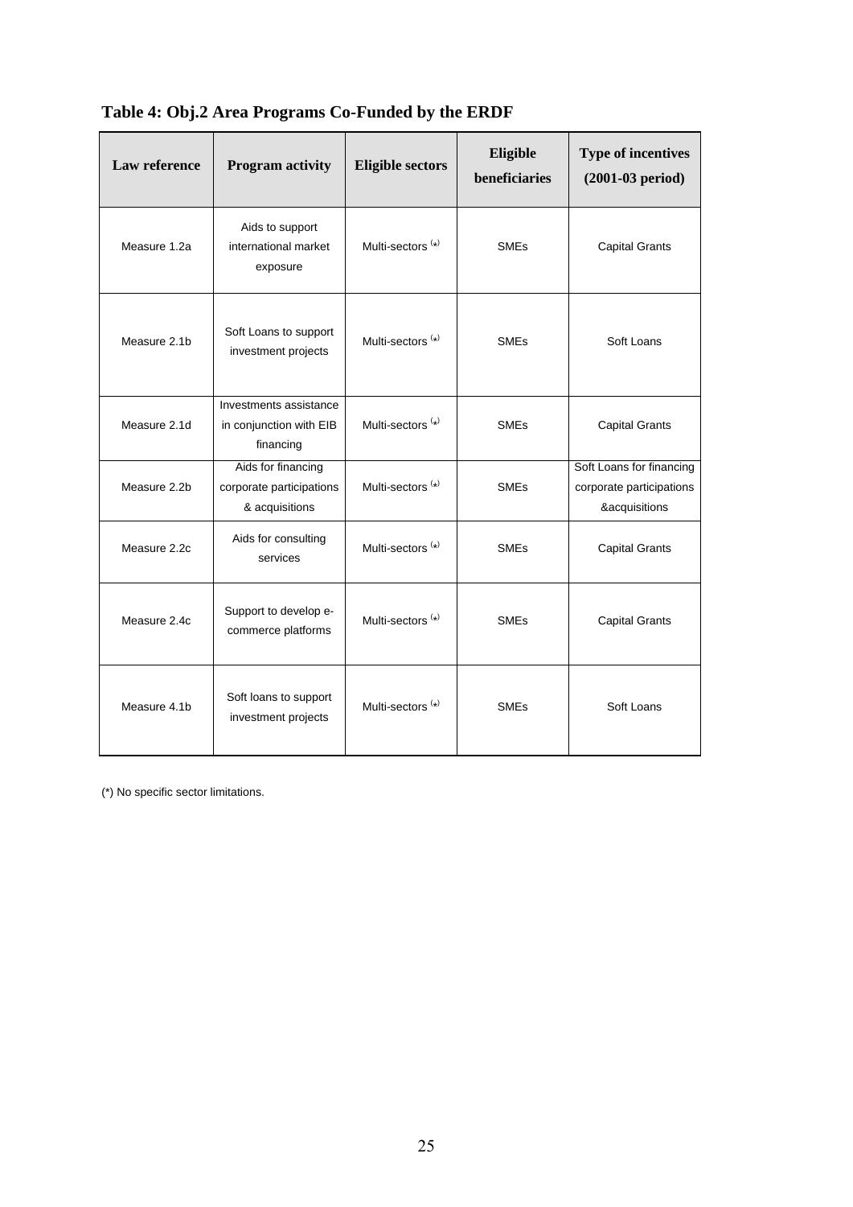**Table 4: Obj.2 Area Programs Co-Funded by the ERDF**

| Law reference | Program activity | Eligible sectors | Eligible beneficiaries | Type of incentives (2001-03 period) |
|---|---|---|---|---|
| Measure 1.2a | Aids to support international market exposure | Multi-sectors (*) | SMEs | Capital Grants |
| Measure 2.1b | Soft Loans to support investment projects | Multi-sectors (*) | SMEs | Soft Loans |
| Measure 2.1d | Investments assistance in conjunction with EIB financing | Multi-sectors (*) | SMEs | Capital Grants |
| Measure 2.2b | Aids for financing corporate participations & acquisitions | Multi-sectors (*) | SMEs | Soft Loans for financing corporate participations &acquisitions |
| Measure 2.2c | Aids for consulting services | Multi-sectors (*) | SMEs | Capital Grants |
| Measure 2.4c | Support to develop e-commerce platforms | Multi-sectors (*) | SMEs | Capital Grants |
| Measure 4.1b | Soft loans to support investment projects | Multi-sectors (*) | SMEs | Soft Loans |

(*) No specific sector limitations.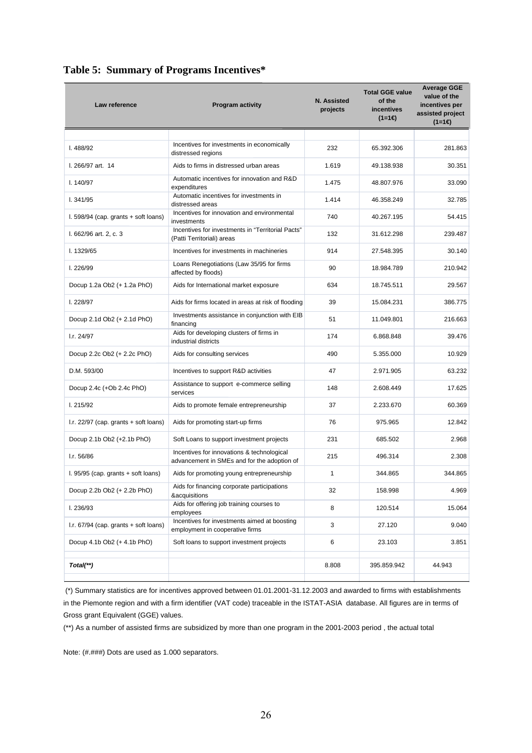## Table 5: Summary of Programs Incentives*

| Law reference | Program activity | N. Assisted projects | Total GGE value of the incentives (1=1€) | Average GGE value of the incentives per assisted project (1=1€) |
|---|---|---|---|---|
| l. 488/92 | Incentives for investments in economically distressed regions | 232 | 65.392.306 | 281.863 |
| l. 266/97 art. 14 | Aids to firms in distressed urban areas | 1.619 | 49.138.938 | 30.351 |
| l. 140/97 | Automatic incentives for innovation and R&D expenditures | 1.475 | 48.807.976 | 33.090 |
| l. 341/95 | Automatic incentives for investments in distressed areas | 1.414 | 46.358.249 | 32.785 |
| l. 598/94 (cap. grants + soft loans) | Incentives for innovation and environmental investments | 740 | 40.267.195 | 54.415 |
| l. 662/96 art. 2, c. 3 | Incentives for investments in "Territorial Pacts" (Patti Territoriali) areas | 132 | 31.612.298 | 239.487 |
| l. 1329/65 | Incentives for investments in machineries | 914 | 27.548.395 | 30.140 |
| l. 226/99 | Loans Renegotiations (Law 35/95 for firms affected by floods) | 90 | 18.984.789 | 210.942 |
| Docup 1.2a Ob2 (+ 1.2a PhO) | Aids for International market exposure | 634 | 18.745.511 | 29.567 |
| l. 228/97 | Aids for firms located in areas at risk of flooding | 39 | 15.084.231 | 386.775 |
| Docup 2.1d Ob2 (+ 2.1d PhO) | Investments assistance in conjunction with EIB financing | 51 | 11.049.801 | 216.663 |
| l.r. 24/97 | Aids for developing clusters of firms in industrial districts | 174 | 6.868.848 | 39.476 |
| Docup 2.2c Ob2 (+ 2.2c PhO) | Aids for consulting services | 490 | 5.355.000 | 10.929 |
| D.M. 593/00 | Incentives to support R&D activities | 47 | 2.971.905 | 63.232 |
| Docup 2.4c (+Ob 2.4c PhO) | Assistance to support e-commerce selling services | 148 | 2.608.449 | 17.625 |
| l. 215/92 | Aids to promote female entrepreneurship | 37 | 2.233.670 | 60.369 |
| l.r. 22/97 (cap. grants + soft loans) | Aids for promoting start-up firms | 76 | 975.965 | 12.842 |
| Docup 2.1b Ob2 (+2.1b PhO) | Soft Loans to support investment projects | 231 | 685.502 | 2.968 |
| l.r. 56/86 | Incentives for innovations & technological advancement in SMEs and for the adoption of | 215 | 496.314 | 2.308 |
| l. 95/95 (cap. grants + soft loans) | Aids for promoting young entrepreneurship | 1 | 344.865 | 344.865 |
| Docup 2.2b Ob2 (+ 2.2b PhO) | Aids for financing corporate participations &acquisitions | 32 | 158.998 | 4.969 |
| l. 236/93 | Aids for offering job training courses to employees | 8 | 120.514 | 15.064 |
| l.r. 67/94 (cap. grants + soft loans) | Incentives for investments aimed at boosting employment in cooperative firms | 3 | 27.120 | 9.040 |
| Docup 4.1b Ob2 (+ 4.1b PhO) | Soft loans to support investment projects | 6 | 23.103 | 3.851 |
| *Total(**)* | | 8.808 | 395.859.942 | 44.943 |

(*) Summary statistics are for incentives approved between 01.01.2001-31.12.2003 and awarded to firms with establishments in the Piemonte region and with a firm identifier (VAT code) traceable in the ISTAT-ASIA database. All figures are in terms of Gross grant Equivalent (GGE) values.

(**) As a number of assisted firms are subsidized by more than one program in the 2001-2003 period , the actual total

Note: (#.###) Dots are used as 1.000 separators.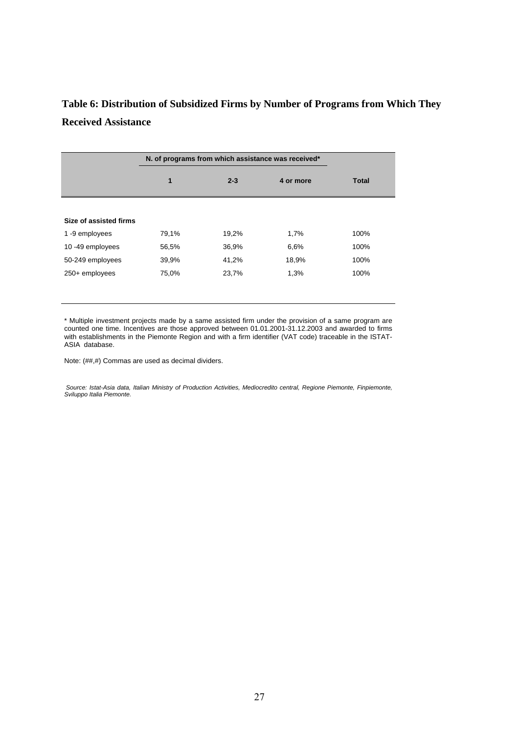**Table 6: Distribution of Subsidized Firms by Number of Programs from Which They Received Assistance**

| | N. of programs from which assistance was received* | | | |
|---|---|---|---|---|
| | **1** | **2-3** | **4 or more** | **Total** |
| **Size of assisted firms** | | | | |
| 1 -9 employees | 79,1% | 19,2% | 1,7% | 100% |
| 10 -49 employees | 56,5% | 36,9% | 6,6% | 100% |
| 50-249 employees | 39,9% | 41,2% | 18,9% | 100% |
| 250+ employees | 75,0% | 23,7% | 1,3% | 100% |

* Multiple investment projects made by a same assisted firm under the provision of a same program are counted one time. Incentives are those approved between 01.01.2001-31.12.2003 and awarded to firms with establishments in the Piemonte Region and with a firm identifier (VAT code) traceable in the ISTAT-ASIA database.

Note: (##,#) Commas are used as decimal dividers.

*Source: Istat-Asia data, Italian Ministry of Production Activities, Mediocredito central, Regione Piemonte, Finpiemonte, Sviluppo Italia Piemonte.*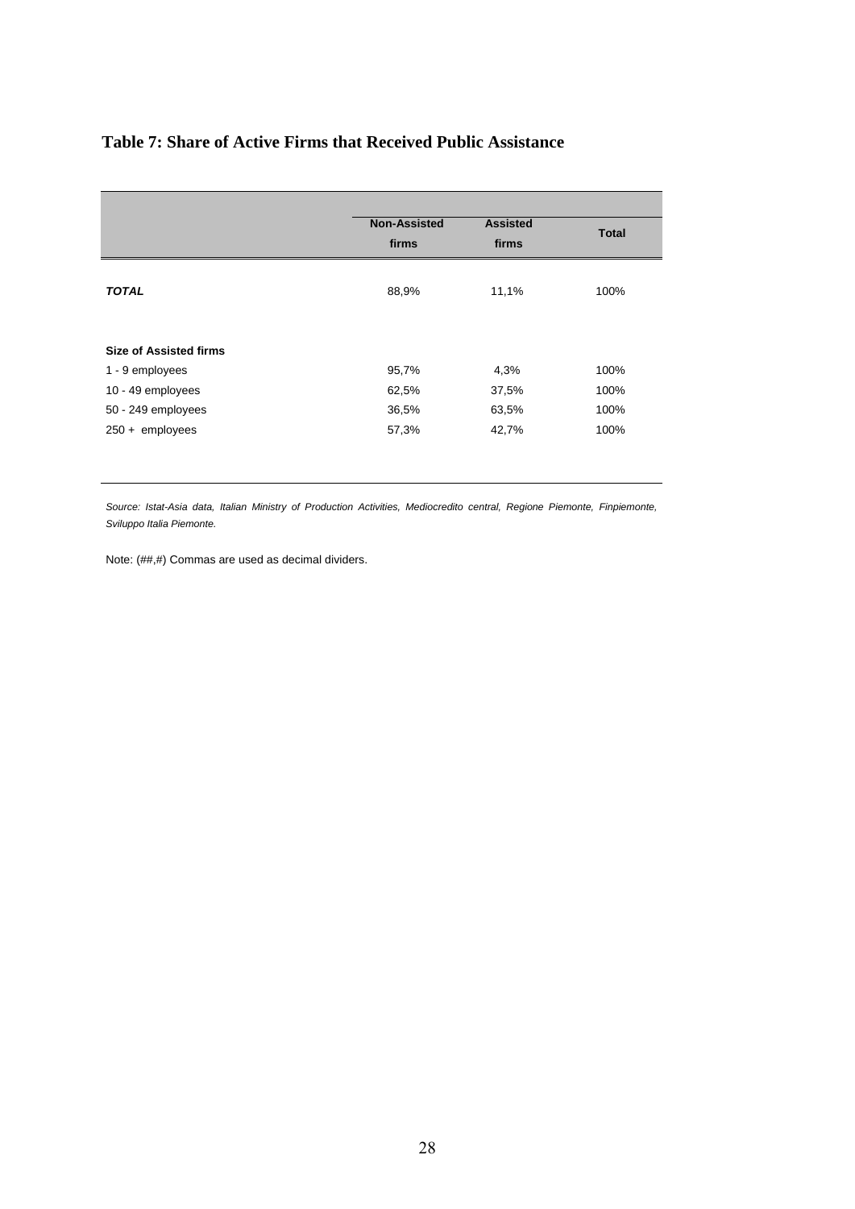### Table 7: Share of Active Firms that Received Public Assistance

| | Non-Assisted firms | Assisted firms | Total |
|---|---|---|---|
| ***TOTAL*** | 88,9% | 11,1% | 100% |
| **Size of Assisted firms** | | | |
| 1 - 9 employees | 95,7% | 4,3% | 100% |
| 10 - 49 employees | 62,5% | 37,5% | 100% |
| 50 - 249 employees | 36,5% | 63,5% | 100% |
| 250 + employees | 57,3% | 42,7% | 100% |

*Source: Istat-Asia data, Italian Ministry of Production Activities, Mediocredito central, Regione Piemonte, Finpiemonte, Sviluppo Italia Piemonte.*

Note: (##,#) Commas are used as decimal dividers.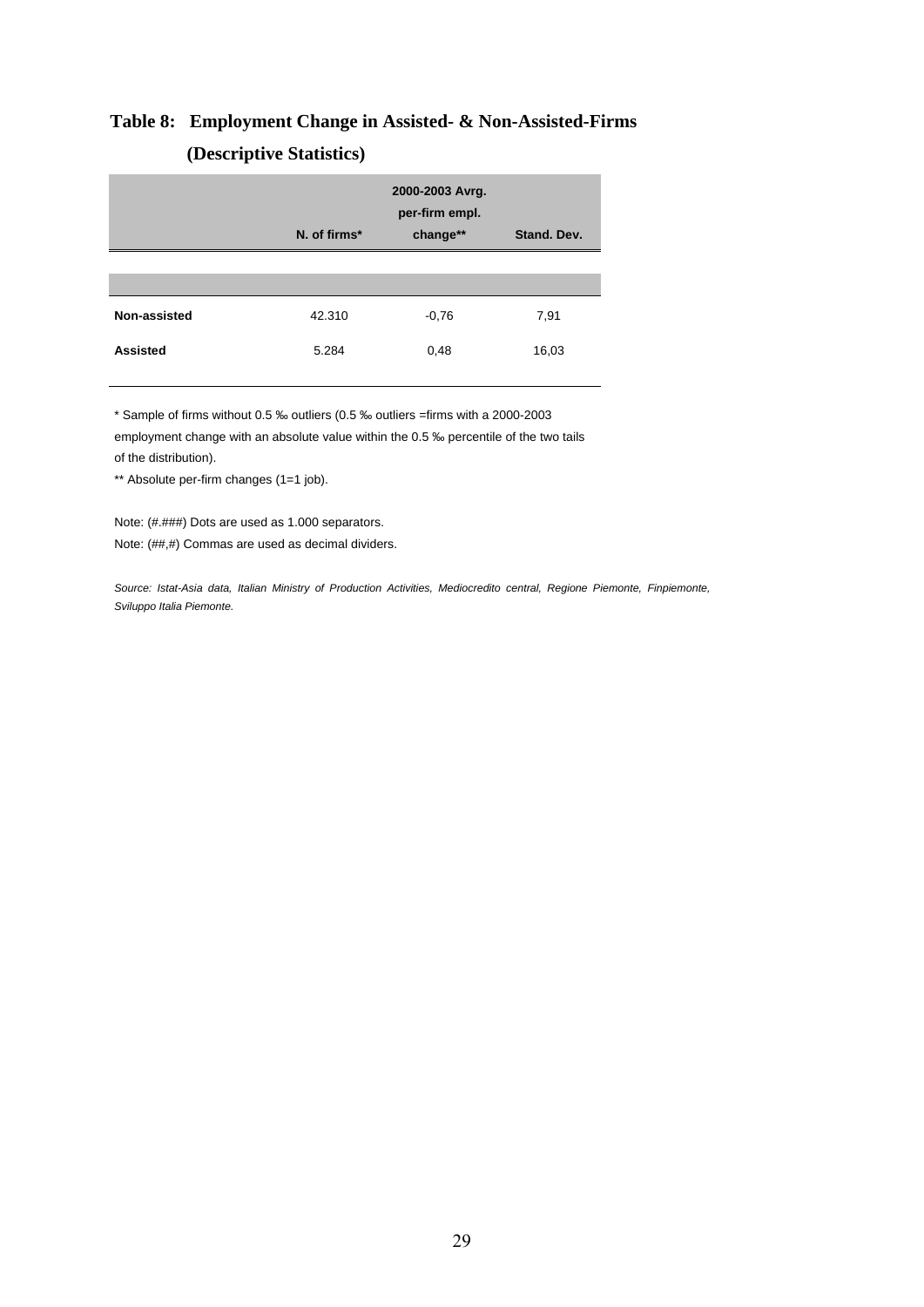# Table 8: Employment Change in Assisted- & Non-Assisted-Firms (Descriptive Statistics)

| | N. of firms* | 2000-2003 Avrg. per-firm empl. change** | Stand. Dev. |
|---|---|---|---|
| **Non-assisted** | 42.310 | -0,76 | 7,91 |
| **Assisted** | 5.284 | 0,48 | 16,03 |

* Sample of firms without 0.5 ‰ outliers (0.5 ‰ outliers =firms with a 2000-2003 employment change with an absolute value within the 0.5 ‰ percentile of the two tails of the distribution).

** Absolute per-firm changes (1=1 job).

Note: (#.###) Dots are used as 1.000 separators.

Note: (##,#) Commas are used as decimal dividers.

*Source: Istat-Asia data, Italian Ministry of Production Activities, Mediocredito central, Regione Piemonte, Finpiemonte, Sviluppo Italia Piemonte.*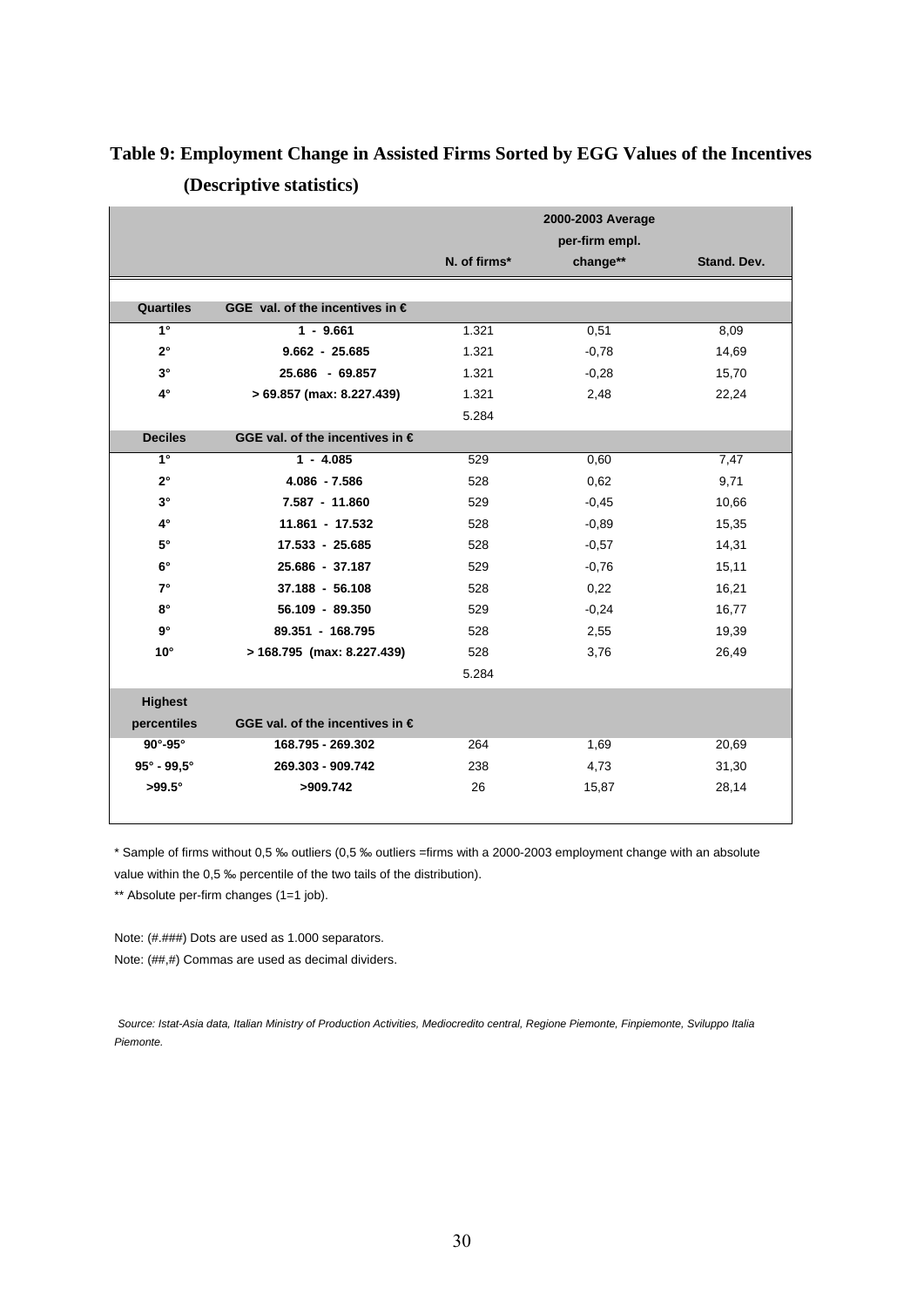**Table 9: Employment Change in Assisted Firms Sorted by EGG Values of the Incentives (Descriptive statistics)**

| | | N. of firms* | 2000-2003 Average per-firm empl. change** | Stand. Dev. |
|---|---|---|---|---|
| **Quartiles** | **GGE val. of the incentives in €** | | | |
| **1°** | **1 - 9.661** | 1.321 | 0,51 | 8,09 |
| **2°** | **9.662 - 25.685** | 1.321 | -0,78 | 14,69 |
| **3°** | **25.686 - 69.857** | 1.321 | -0,28 | 15,70 |
| **4°** | **> 69.857 (max: 8.227.439)** | 1.321 | 2,48 | 22,24 |
| | | 5.284 | | |
| **Deciles** | **GGE val. of the incentives in €** | | | |
| **1°** | **1 - 4.085** | 529 | 0,60 | 7,47 |
| **2°** | **4.086 - 7.586** | 528 | 0,62 | 9,71 |
| **3°** | **7.587 - 11.860** | 529 | -0,45 | 10,66 |
| **4°** | **11.861 - 17.532** | 528 | -0,89 | 15,35 |
| **5°** | **17.533 - 25.685** | 528 | -0,57 | 14,31 |
| **6°** | **25.686 - 37.187** | 529 | -0,76 | 15,11 |
| **7°** | **37.188 - 56.108** | 528 | 0,22 | 16,21 |
| **8°** | **56.109 - 89.350** | 529 | -0,24 | 16,77 |
| **9°** | **89.351 - 168.795** | 528 | 2,55 | 19,39 |
| **10°** | **> 168.795 (max: 8.227.439)** | 528 | 3,76 | 26,49 |
| | | 5.284 | | |
| **Highest percentiles** | **GGE val. of the incentives in €** | | | |
| **90°-95°** | **168.795 - 269.302** | 264 | 1,69 | 20,69 |
| **95° - 99,5°** | **269.303 - 909.742** | 238 | 4,73 | 31,30 |
| **>99.5°** | **>909.742** | 26 | 15,87 | 28,14 |

\* Sample of firms without 0,5 ‰ outliers (0,5 ‰ outliers =firms with a 2000-2003 employment change with an absolute value within the 0,5 ‰ percentile of the two tails of the distribution).

** Absolute per-firm changes (1=1 job).

Note: (#.###) Dots are used as 1.000 separators.

Note: (##,#) Commas are used as decimal dividers.

*Source: Istat-Asia data, Italian Ministry of Production Activities, Mediocredito central, Regione Piemonte, Finpiemonte, Sviluppo Italia Piemonte.*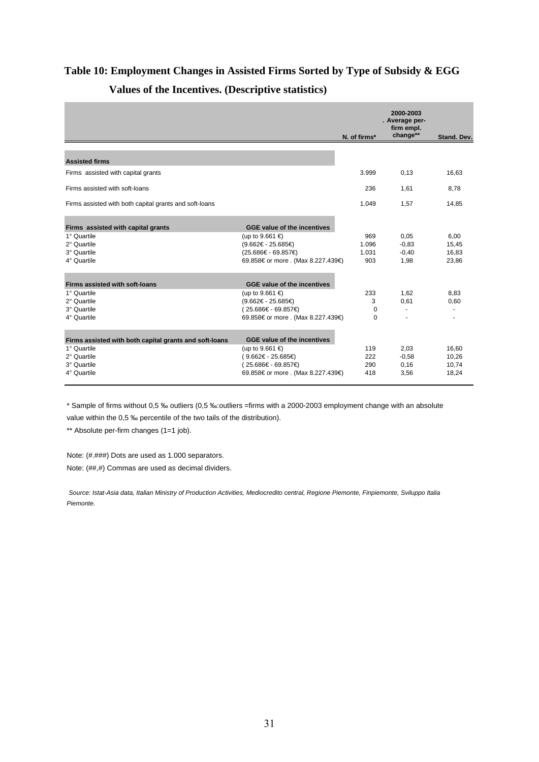# Table 10: Employment Changes in Assisted Firms Sorted by Type of Subsidy & EGG Values of the Incentives. (Descriptive statistics)

| | | N. of firms* | 2000-2003 . Average per-firm empl. change** | Stand. Dev. |
|---|---|---|---|---|
| **Assisted firms** | | | | |
| Firms assisted with capital grants | | 3.999 | 0,13 | 16,63 |
| Firms assisted with soft-loans | | 236 | 1,61 | 8,78 |
| Firms assisted with both capital grants and soft-loans | | 1.049 | 1,57 | 14,85 |
| **Firms assisted with capital grants** | **GGE value of the incentives** | | | |
| 1° Quartile | (up to 9.661 €) | 969 | 0,05 | 6,00 |
| 2° Quartile | (9.662€ - 25.685€) | 1.096 | -0,83 | 15,45 |
| 3° Quartile | (25.686€ - 69.857€) | 1.031 | -0,40 | 16,83 |
| 4° Quartile | 69.858€ or more . (Max 8.227.439€) | 903 | 1,98 | 23,86 |
| **Firms assisted with soft-loans** | **GGE value of the incentives** | | | |
| 1° Quartile | (up to 9.661 €) | 233 | 1,62 | 8,83 |
| 2° Quartile | (9.662€ - 25.685€) | 3 | 0,61 | 0,60 |
| 3° Quartile | ( 25.686€ - 69.857€) | 0 | - | - |
| 4° Quartile | 69.858€ or more . (Max 8.227.439€) | 0 | - | - |
| **Firms assisted with both capital grants and soft-loans** | **GGE value of the incentives** | | | |
| 1° Quartile | (up to 9.661 €) | 119 | 2,03 | 16,60 |
| 2° Quartile | ( 9.662€ - 25.685€) | 222 | -0,58 | 10,26 |
| 3° Quartile | ( 25.686€ - 69.857€) | 290 | 0,16 | 10,74 |
| 4° Quartile | 69.858€ or more . (Max 8.227.439€) | 418 | 3,56 | 18,24 |

\* Sample of firms without 0,5 ‰ outliers (0,5 ‰:outliers =firms with a 2000-2003 employment change with an absolute value within the 0,5 ‰ percentile of the two tails of the distribution).

** Absolute per-firm changes (1=1 job).

Note: (#.###) Dots are used as 1.000 separators.

Note: (##,#) Commas are used as decimal dividers.

*Source: Istat-Asia data, Italian Ministry of Production Activities, Mediocredito central, Regione Piemonte, Finpiemonte, Sviluppo Italia Piemonte.*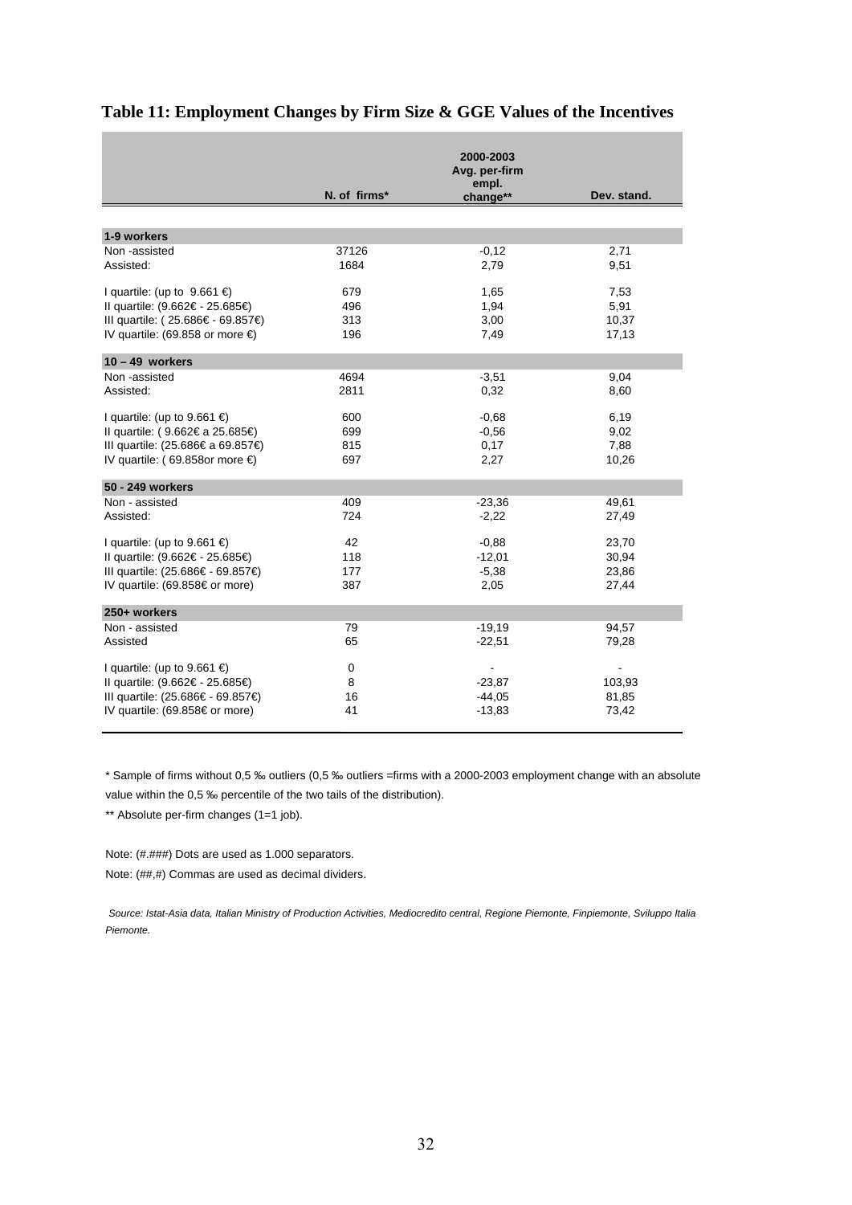## Table 11: Employment Changes by Firm Size & GGE Values of the Incentives

| | N. of firms* | 2000-2003 Avg. per-firm empl. change** | Dev. stand. |
|---|---|---|---|
| **1-9 workers** | | | |
| Non -assisted | 37126 | -0,12 | 2,71 |
| Assisted: | 1684 | 2,79 | 9,51 |
| I quartile: (up to 9.661 €) | 679 | 1,65 | 7,53 |
| II quartile: (9.662€ - 25.685€) | 496 | 1,94 | 5,91 |
| III quartile: ( 25.686€ - 69.857€) | 313 | 3,00 | 10,37 |
| IV quartile: (69.858 or more €) | 196 | 7,49 | 17,13 |
| **10 – 49 workers** | | | |
| Non -assisted | 4694 | -3,51 | 9,04 |
| Assisted: | 2811 | 0,32 | 8,60 |
| I quartile: (up to 9.661 €) | 600 | -0,68 | 6,19 |
| II quartile: ( 9.662€ a 25.685€) | 699 | -0,56 | 9,02 |
| III quartile: (25.686€ a 69.857€) | 815 | 0,17 | 7,88 |
| IV quartile: ( 69.858or more €) | 697 | 2,27 | 10,26 |
| **50 - 249 workers** | | | |
| Non - assisted | 409 | -23,36 | 49,61 |
| Assisted: | 724 | -2,22 | 27,49 |
| I quartile: (up to 9.661 €) | 42 | -0,88 | 23,70 |
| II quartile: (9.662€ - 25.685€) | 118 | -12,01 | 30,94 |
| III quartile: (25.686€ - 69.857€) | 177 | -5,38 | 23,86 |
| IV quartile: (69.858€ or more) | 387 | 2,05 | 27,44 |
| **250+ workers** | | | |
| Non - assisted | 79 | -19,19 | 94,57 |
| Assisted | 65 | -22,51 | 79,28 |
| I quartile: (up to 9.661 €) | 0 | - | - |
| II quartile: (9.662€ - 25.685€) | 8 | -23,87 | 103,93 |
| III quartile: (25.686€ - 69.857€) | 16 | -44,05 | 81,85 |
| IV quartile: (69.858€ or more) | 41 | -13,83 | 73,42 |

* Sample of firms without 0,5 ‰ outliers (0,5 ‰ outliers =firms with a 2000-2003 employment change with an absolute value within the 0,5 ‰ percentile of the two tails of the distribution).

** Absolute per-firm changes (1=1 job).

Note: (#.###) Dots are used as 1.000 separators.

Note: (##,#) Commas are used as decimal dividers.

*Source: Istat-Asia data, Italian Ministry of Production Activities, Mediocredito central, Regione Piemonte, Finpiemonte, Sviluppo Italia Piemonte.*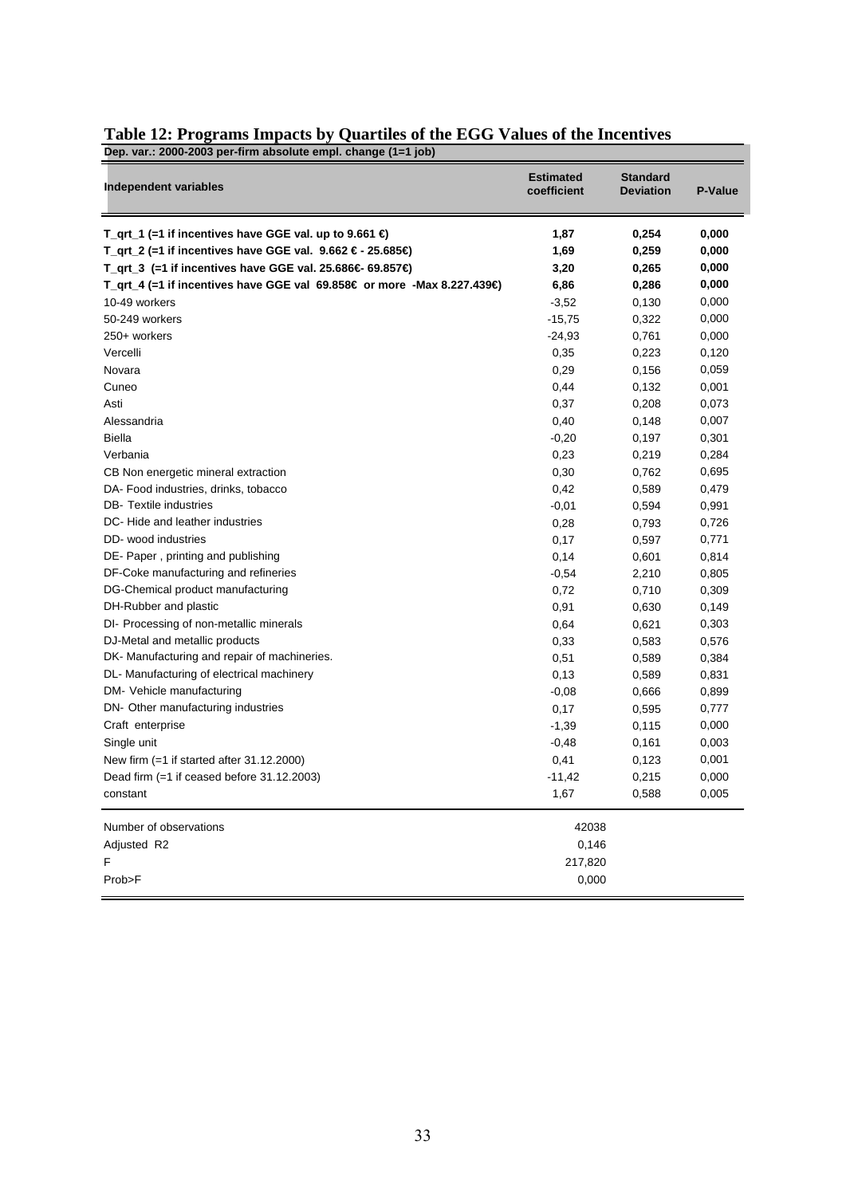## Table 12: Programs Impacts by Quartiles of the EGG Values of the Incentives

**Dep. var.: 2000-2003 per-firm absolute empl. change (1=1 job)**

| Independent variables | Estimated coefficient | Standard Deviation | P-Value |
|---|---|---|---|
| **T_qrt_1 (=1 if incentives have GGE val. up to 9.661 €)** | **1,87** | **0,254** | **0,000** |
| **T_qrt_2 (=1 if incentives have GGE val. 9.662 € - 25.685€)** | **1,69** | **0,259** | **0,000** |
| **T_qrt_3 (=1 if incentives have GGE val. 25.686€- 69.857€)** | **3,20** | **0,265** | **0,000** |
| **T_qrt_4 (=1 if incentives have GGE val 69.858€ or more -Max 8.227.439€)** | **6,86** | **0,286** | **0,000** |
| 10-49 workers | -3,52 | 0,130 | 0,000 |
| 50-249 workers | -15,75 | 0,322 | 0,000 |
| 250+ workers | -24,93 | 0,761 | 0,000 |
| Vercelli | 0,35 | 0,223 | 0,120 |
| Novara | 0,29 | 0,156 | 0,059 |
| Cuneo | 0,44 | 0,132 | 0,001 |
| Asti | 0,37 | 0,208 | 0,073 |
| Alessandria | 0,40 | 0,148 | 0,007 |
| Biella | -0,20 | 0,197 | 0,301 |
| Verbania | 0,23 | 0,219 | 0,284 |
| CB Non energetic mineral extraction | 0,30 | 0,762 | 0,695 |
| DA- Food industries, drinks, tobacco | 0,42 | 0,589 | 0,479 |
| DB- Textile industries | -0,01 | 0,594 | 0,991 |
| DC- Hide and leather industries | 0,28 | 0,793 | 0,726 |
| DD- wood industries | 0,17 | 0,597 | 0,771 |
| DE- Paper , printing and publishing | 0,14 | 0,601 | 0,814 |
| DF-Coke manufacturing and refineries | -0,54 | 2,210 | 0,805 |
| DG-Chemical product manufacturing | 0,72 | 0,710 | 0,309 |
| DH-Rubber and plastic | 0,91 | 0,630 | 0,149 |
| DI- Processing of non-metallic minerals | 0,64 | 0,621 | 0,303 |
| DJ-Metal and metallic products | 0,33 | 0,583 | 0,576 |
| DK- Manufacturing and repair of machineries. | 0,51 | 0,589 | 0,384 |
| DL- Manufacturing of electrical machinery | 0,13 | 0,589 | 0,831 |
| DM- Vehicle manufacturing | -0,08 | 0,666 | 0,899 |
| DN- Other manufacturing industries | 0,17 | 0,595 | 0,777 |
| Craft enterprise | -1,39 | 0,115 | 0,000 |
| Single unit | -0,48 | 0,161 | 0,003 |
| New firm (=1 if started after 31.12.2000) | 0,41 | 0,123 | 0,001 |
| Dead firm (=1 if ceased before 31.12.2003) | -11,42 | 0,215 | 0,000 |
| constant | 1,67 | 0,588 | 0,005 |
| Number of observations | 42038 | | |
| Adjusted R2 | 0,146 | | |
| F | 217,820 | | |
| Prob>F | 0,000 | | |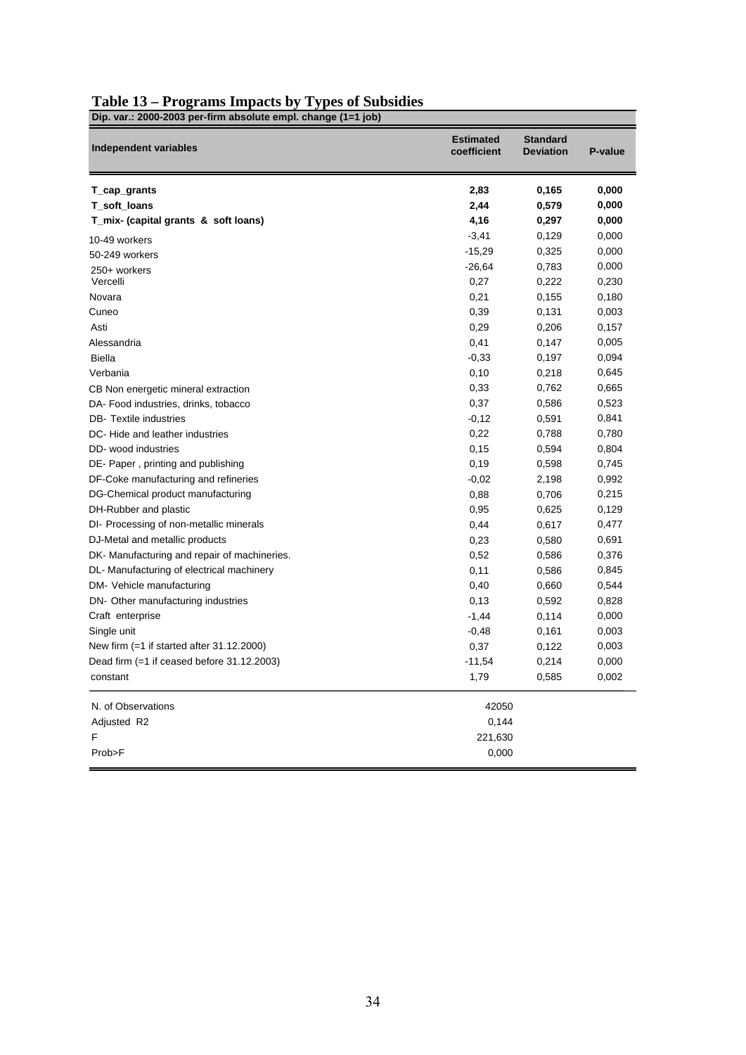# Table 13 – Programs Impacts by Types of Subsidies

| Dip. var.: 2000-2003 per-firm absolute empl. change (1=1 job) | | | |
|---|---|---|---|
| **Independent variables** | **Estimated coefficient** | **Standard Deviation** | **P-value** |
| **T_cap_grants** | **2,83** | **0,165** | **0,000** |
| **T_soft_loans** | **2,44** | **0,579** | **0,000** |
| **T_mix- (capital grants & soft loans)** | **4,16** | **0,297** | **0,000** |
| 10-49 workers | -3,41 | 0,129 | 0,000 |
| 50-249 workers | -15,29 | 0,325 | 0,000 |
| 250+ workers | -26,64 | 0,783 | 0,000 |
| Vercelli | 0,27 | 0,222 | 0,230 |
| Novara | 0,21 | 0,155 | 0,180 |
| Cuneo | 0,39 | 0,131 | 0,003 |
| Asti | 0,29 | 0,206 | 0,157 |
| Alessandria | 0,41 | 0,147 | 0,005 |
| Biella | -0,33 | 0,197 | 0,094 |
| Verbania | 0,10 | 0,218 | 0,645 |
| CB Non energetic mineral extraction | 0,33 | 0,762 | 0,665 |
| DA- Food industries, drinks, tobacco | 0,37 | 0,586 | 0,523 |
| DB- Textile industries | -0,12 | 0,591 | 0,841 |
| DC- Hide and leather industries | 0,22 | 0,788 | 0,780 |
| DD- wood industries | 0,15 | 0,594 | 0,804 |
| DE- Paper , printing and publishing | 0,19 | 0,598 | 0,745 |
| DF-Coke manufacturing and refineries | -0,02 | 2,198 | 0,992 |
| DG-Chemical product manufacturing | 0,88 | 0,706 | 0,215 |
| DH-Rubber and plastic | 0,95 | 0,625 | 0,129 |
| DI- Processing of non-metallic minerals | 0,44 | 0,617 | 0,477 |
| DJ-Metal and metallic products | 0,23 | 0,580 | 0,691 |
| DK- Manufacturing and repair of machineries. | 0,52 | 0,586 | 0,376 |
| DL- Manufacturing of electrical machinery | 0,11 | 0,586 | 0,845 |
| DM- Vehicle manufacturing | 0,40 | 0,660 | 0,544 |
| DN- Other manufacturing industries | 0,13 | 0,592 | 0,828 |
| Craft enterprise | -1,44 | 0,114 | 0,000 |
| Single unit | -0,48 | 0,161 | 0,003 |
| New firm (=1 if started after 31.12.2000) | 0,37 | 0,122 | 0,003 |
| Dead firm (=1 if ceased before 31.12.2003) | -11,54 | 0,214 | 0,000 |
| constant | 1,79 | 0,585 | 0,002 |
| N. of Observations | 42050 | | |
| Adjusted R2 | 0,144 | | |
| F | 221,630 | | |
| Prob>F | 0,000 | | |